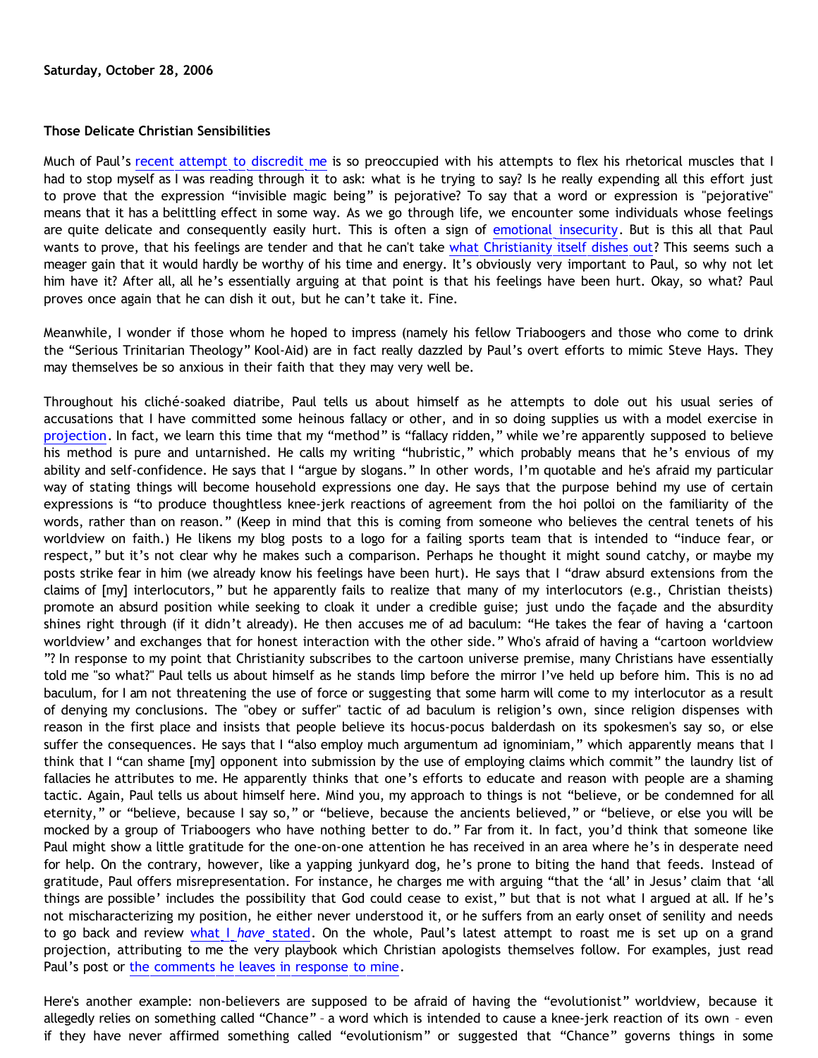**Saturday, October 28, 2006**

**Those Delicate Christian Sensibilities**

Much of Paul's recent attempt to discredit me is so preoccupied with his attempts to flex his rhetorical muscles that I had to stop myself as I was reading through it to ask: what is he trying to say? Is he really expending all this effort just to prove that the expression "invisible magic being" is pejorative? To say that a word or expression is "pejorative" means that it has a belittling effect in some way. As we go through life, we encounter some individuals whose feelings are quite delicate and consequently easily hurt. This is often a sign of emotional insecurity. But is this all that Paul wants to prove, that his feelings are tender and that he can't take what Christianity itself dishes out? This seems such a meager gain that it would hardly be worthy of his time and energy. It's obviously very important to Paul, so why not let him have it? After all, all he's essentially arguing at that point is that his feelings have been hurt. Okay, so what? Paul proves once again that he can dish it out, but he can't take it. Fine.

Meanwhile, I wonder if those whom he hoped to impress (namely his fellow Triaboogers and those who come to drink the "Serious Trinitarian Theology" Kool-Aid) are in fact really dazzled by Paul's overt efforts to mimic Steve Hays. They may themselves be so anxious in their faith that they may very well be.

Throughout his cliché-soaked diatribe, Paul tells us about himself as he attempts to dole out his usual series of accusations that I have committed some heinous fallacy or other, and in so doing supplies us with a model exercise in projection. In fact, we learn this time that my "method" is "fallacy ridden," while we're apparently supposed to believe his method is pure and untarnished. He calls my writing "hubristic," which probably means that he's envious of my ability and self-confidence. He says that I "argue by slogans." In other words, I'm quotable and he's afraid my particular way of stating things will become household expressions one day. He says that the purpose behind my use of certain expressions is "to produce thoughtless knee-jerk reactions of agreement from the hoi polloi on the familiarity of the words, rather than on reason." (Keep in mind that this is coming from someone who believes the central tenets of his worldview on faith.) He likens my blog posts to a logo for a failing sports team that is intended to "induce fear, or respect," but it's not clear why he makes such a comparison. Perhaps he thought it might sound catchy, or maybe my posts strike fear in him (we already know his feelings have been hurt). He says that I "draw absurd extensions from the claims of [my] interlocutors," but he apparently fails to realize that many of my interlocutors (e.g., Christian theists) promote an absurd position while seeking to cloak it under a credible guise; just undo the façade and the absurdity shines right through (if it didn't already). He then accuses me of ad baculum: "He takes the fear of having a 'cartoon worldview' and exchanges that for honest interaction with the other side." Who's afraid of having a "cartoon worldview "? In response to my point that Christianity subscribes to the cartoon universe premise, many Christians have essentially told me "so what?" Paul tells us about himself as he stands limp before the mirror I've held up before him. This is no ad baculum, for I am not threatening the use of force or suggesting that some harm will come to my interlocutor as a result of denying my conclusions. The "obey or suffer" tactic of ad baculum is religion's own, since religion dispenses with reason in the first place and insists that people believe its hocus-pocus balderdash on its spokesmen's say so, or else suffer the consequences. He says that I "also employ much argumentum ad ignominiam," which apparently means that I think that I "can shame [my] opponent into submission by the use of employing claims which commit" the laundry list of fallacies he attributes to me. He apparently thinks that one's efforts to educate and reason with people are a shaming tactic. Again, Paul tells us about himself here. Mind you, my approach to things is not "believe, or be condemned for all eternity," or "believe, because I say so," or "believe, because the ancients believed," or "believe, or else you will be mocked by a group of Triaboogers who have nothing better to do." Far from it. In fact, you'd think that someone like Paul might show a little gratitude for the one-on-one attention he has received in an area where he's in desperate need for help. On the contrary, however, like a yapping junkyard dog, he's prone to biting the hand that feeds. Instead of gratitude, Paul offers misrepresentation. For instance, he charges me with arguing "that the 'all' in Jesus' claim that 'all things are possible' includes the possibility that God could cease to exist," but that is not what I argued at all. If he's not mischaracterizing my position, he either never understood it, or he suffers from an early onset of senility and needs to go back and review what I *have* stated. On the whole, Paul's latest attempt to roast me is set up on a grand projection, attributing to me the very playbook which Christian apologists themselves follow. For examples, just read Paul's post or the comments he leaves in response to mine.

Here's another example: non-believers are supposed to be afraid of having the "evolutionist" worldview, because it allegedly relies on something called "Chance" – a word which is intended to cause a knee-jerk reaction of its own – even if they have never affirmed something called "evolutionism" or suggested that "Chance" governs things in some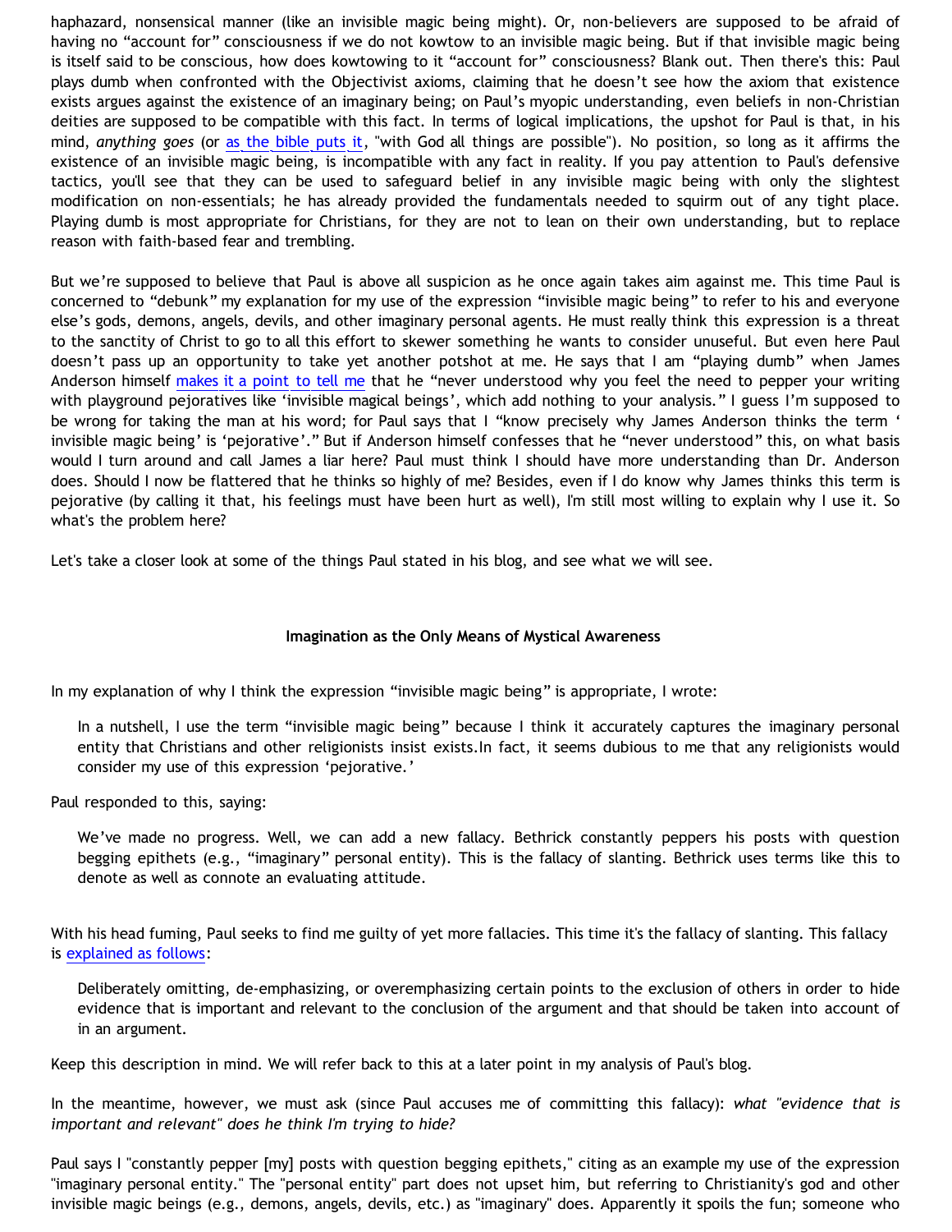haphazard, nonsensical manner (like an invisible magic being might). Or, non-believers are supposed to be afraid of having no "account for" consciousness if we do not kowtow to an invisible magic being. But if that invisible magic being is itself said to be conscious, how does kowtowing to it "account for" consciousness? Blank out. Then there's this: Paul plays dumb when confronted with the Objectivist axioms, claiming that he doesn't see how the axiom that existence exists argues against the existence of an imaginary being; on Paul's myopic understanding, even beliefs in non-Christian deities are supposed to be compatible with this fact. In terms of logical implications, the upshot for Paul is that, in his mind, *anything goes* (or as the bible puts it, "with God all things are possible"). No position, so long as it affirms the existence of an invisible magic being, is incompatible with any fact in reality. If you pay attention to Paul's defensive tactics, you'll see that they can be used to safeguard belief in any invisible magic being with only the slightest modification on non-essentials; he has already provided the fundamentals needed to squirm out of any tight place. Playing dumb is most appropriate for Christians, for they are not to lean on their own understanding, but to replace reason with faith-based fear and trembling.

But we're supposed to believe that Paul is above all suspicion as he once again takes aim against me. This time Paul is concerned to "debunk" my explanation for my use of the expression "invisible magic being" to refer to his and everyone else's gods, demons, angels, devils, and other imaginary personal agents. He must really think this expression is a threat to the sanctity of Christ to go to all this effort to skewer something he wants to consider unuseful. But even here Paul doesn't pass up an opportunity to take yet another potshot at me. He says that I am "playing dumb" when James Anderson himself makes it a point to tell me that he "never understood why you feel the need to pepper your writing with playground pejoratives like 'invisible magical beings', which add nothing to your analysis." I guess I'm supposed to be wrong for taking the man at his word; for Paul says that I "know precisely why James Anderson thinks the term ' invisible magic being' is 'pejorative'." But if Anderson himself confesses that he "never understood" this, on what basis would I turn around and call James a liar here? Paul must think I should have more understanding than Dr. Anderson does. Should I now be flattered that he thinks so highly of me? Besides, even if I do know why James thinks this term is pejorative (by calling it that, his feelings must have been hurt as well), I'm still most willing to explain why I use it. So what's the problem here?

Let's take a closer look at some of the things Paul stated in his blog, and see what we will see.

## Imagination as the Only Means of Mystical Awareness

In my explanation of why I think the expression "invisible magic being" is appropriate, I wrote:

> In a nutshell, I use the term "invisible magic being" because I think it accurately captures the imaginary personal entity that Christians and other religionists insist exists.In fact, it seems dubious to me that any religionists would consider my use of this expression 'pejorative.'

Paul responded to this, saying:

> We've made no progress. Well, we can add a new fallacy. Bethrick constantly peppers his posts with question begging epithets (e.g., "imaginary" personal entity). This is the fallacy of slanting. Bethrick uses terms like this to denote as well as connote an evaluating attitude.

With his head fuming, Paul seeks to find me guilty of yet more fallacies. This time it's the fallacy of slanting. This fallacy is explained as follows:

> Deliberately omitting, de-emphasizing, or overemphasizing certain points to the exclusion of others in order to hide evidence that is important and relevant to the conclusion of the argument and that should be taken into account of in an argument.

Keep this description in mind. We will refer back to this at a later point in my analysis of Paul's blog.

In the meantime, however, we must ask (since Paul accuses me of committing this fallacy): *what "evidence that is important and relevant" does he think I'm trying to hide?*

Paul says I "constantly pepper [my] posts with question begging epithets," citing as an example my use of the expression "imaginary personal entity." The "personal entity" part does not upset him, but referring to Christianity's god and other invisible magic beings (e.g., demons, angels, devils, etc.) as "imaginary" does. Apparently it spoils the fun; someone who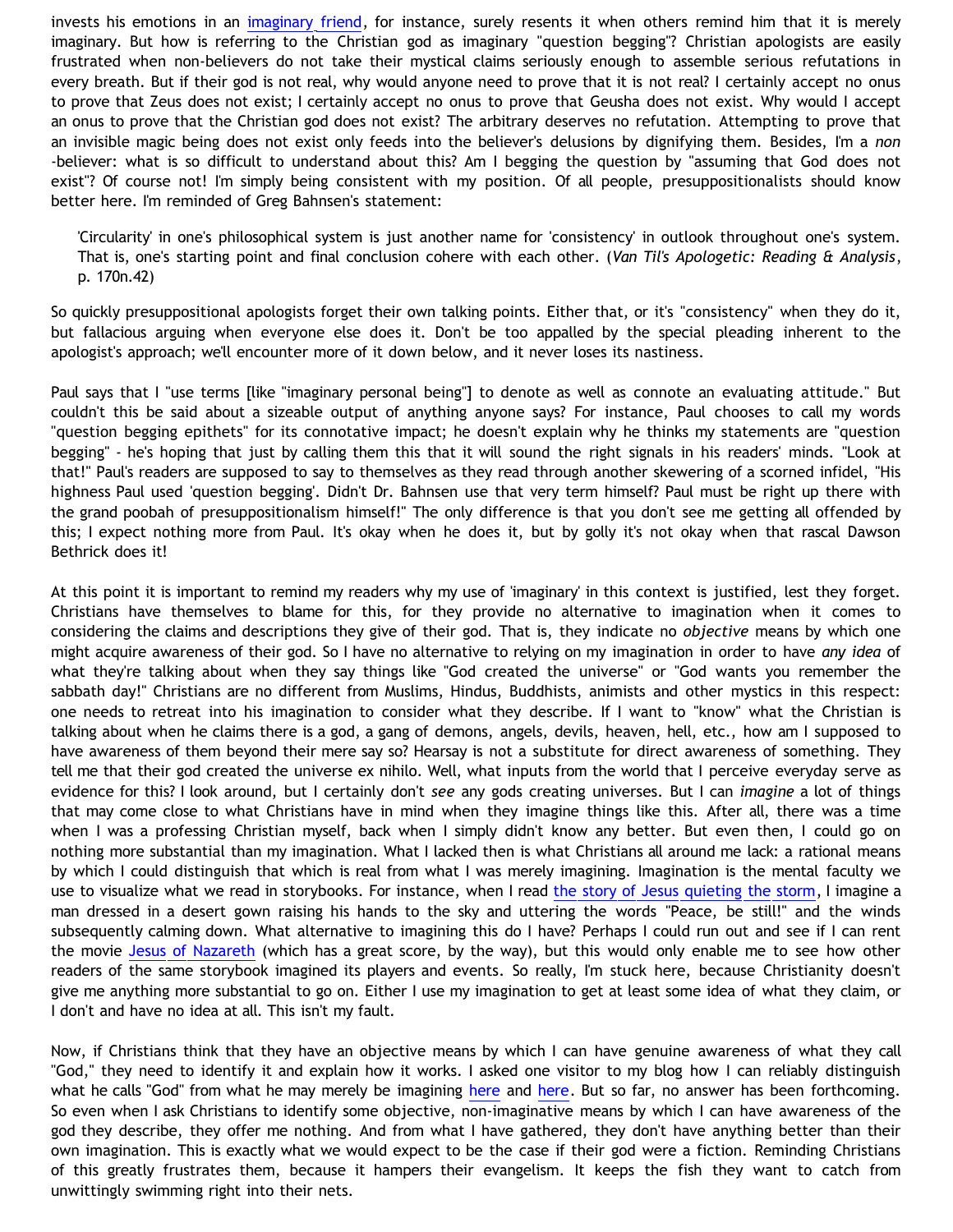invests his emotions in an imaginary friend, for instance, surely resents it when others remind him that it is merely imaginary. But how is referring to the Christian god as imaginary "question begging"? Christian apologists are easily frustrated when non-believers do not take their mystical claims seriously enough to assemble serious refutations in every breath. But if their god is not real, why would anyone need to prove that it is not real? I certainly accept no onus to prove that Zeus does not exist; I certainly accept no onus to prove that Geusha does not exist. Why would I accept an onus to prove that the Christian god does not exist? The arbitrary deserves no refutation. Attempting to prove that an invisible magic being does not exist only feeds into the believer's delusions by dignifying them. Besides, I'm a *non*-believer: what is so difficult to understand about this? Am I begging the question by "assuming that God does not exist"? Of course not! I'm simply being consistent with my position. Of all people, presuppositionalists should know better here. I'm reminded of Greg Bahnsen's statement:

> 'Circularity' in one's philosophical system is just another name for 'consistency' in outlook throughout one's system. That is, one's starting point and final conclusion cohere with each other. (*Van Til's Apologetic: Reading & Analysis*, p. 170n.42)

So quickly presuppositional apologists forget their own talking points. Either that, or it's "consistency" when they do it, but fallacious arguing when everyone else does it. Don't be too appalled by the special pleading inherent to the apologist's approach; we'll encounter more of it down below, and it never loses its nastiness.

Paul says that I "use terms [like "imaginary personal being"] to denote as well as connote an evaluating attitude." But couldn't this be said about a sizeable output of anything anyone says? For instance, Paul chooses to call my words "question begging epithets" for its connotative impact; he doesn't explain why he thinks my statements are "question begging" - he's hoping that just by calling them this that it will sound the right signals in his readers' minds. "Look at that!" Paul's readers are supposed to say to themselves as they read through another skewering of a scorned infidel, "His highness Paul used 'question begging'. Didn't Dr. Bahnsen use that very term himself? Paul must be right up there with the grand poobah of presuppositionalism himself!" The only difference is that you don't see me getting all offended by this; I expect nothing more from Paul. It's okay when he does it, but by golly it's not okay when that rascal Dawson Bethrick does it!

At this point it is important to remind my readers why my use of 'imaginary' in this context is justified, lest they forget. Christians have themselves to blame for this, for they provide no alternative to imagination when it comes to considering the claims and descriptions they give of their god. That is, they indicate no *objective* means by which one might acquire awareness of their god. So I have no alternative to relying on my imagination in order to have *any idea* of what they're talking about when they say things like "God created the universe" or "God wants you remember the sabbath day!" Christians are no different from Muslims, Hindus, Buddhists, animists and other mystics in this respect: one needs to retreat into his imagination to consider what they describe. If I want to "know" what the Christian is talking about when he claims there is a god, a gang of demons, angels, devils, heaven, hell, etc., how am I supposed to have awareness of them beyond their mere say so? Hearsay is not a substitute for direct awareness of something. They tell me that their god created the universe ex nihilo. Well, what inputs from the world that I perceive everyday serve as evidence for this? I look around, but I certainly don't *see* any gods creating universes. But I can *imagine* a lot of things that may come close to what Christians have in mind when they imagine things like this. After all, there was a time when I was a professing Christian myself, back when I simply didn't know any better. But even then, I could go on nothing more substantial than my imagination. What I lacked then is what Christians all around me lack: a rational means by which I could distinguish that which is real from what I was merely imagining. Imagination is the mental faculty we use to visualize what we read in storybooks. For instance, when I read the story of Jesus quieting the storm, I imagine a man dressed in a desert gown raising his hands to the sky and uttering the words "Peace, be still!" and the winds subsequently calming down. What alternative to imagining this do I have? Perhaps I could run out and see if I can rent the movie Jesus of Nazareth (which has a great score, by the way), but this would only enable me to see how other readers of the same storybook imagined its players and events. So really, I'm stuck here, because Christianity doesn't give me anything more substantial to go on. Either I use my imagination to get at least some idea of what they claim, or I don't and have no idea at all. This isn't my fault.

Now, if Christians think that they have an objective means by which I can have genuine awareness of what they call "God," they need to identify it and explain how it works. I asked one visitor to my blog how I can reliably distinguish what he calls "God" from what he may merely be imagining here and here. But so far, no answer has been forthcoming. So even when I ask Christians to identify some objective, non-imaginative means by which I can have awareness of the god they describe, they offer me nothing. And from what I have gathered, they don't have anything better than their own imagination. This is exactly what we would expect to be the case if their god were a fiction. Reminding Christians of this greatly frustrates them, because it hampers their evangelism. It keeps the fish they want to catch from unwittingly swimming right into their nets.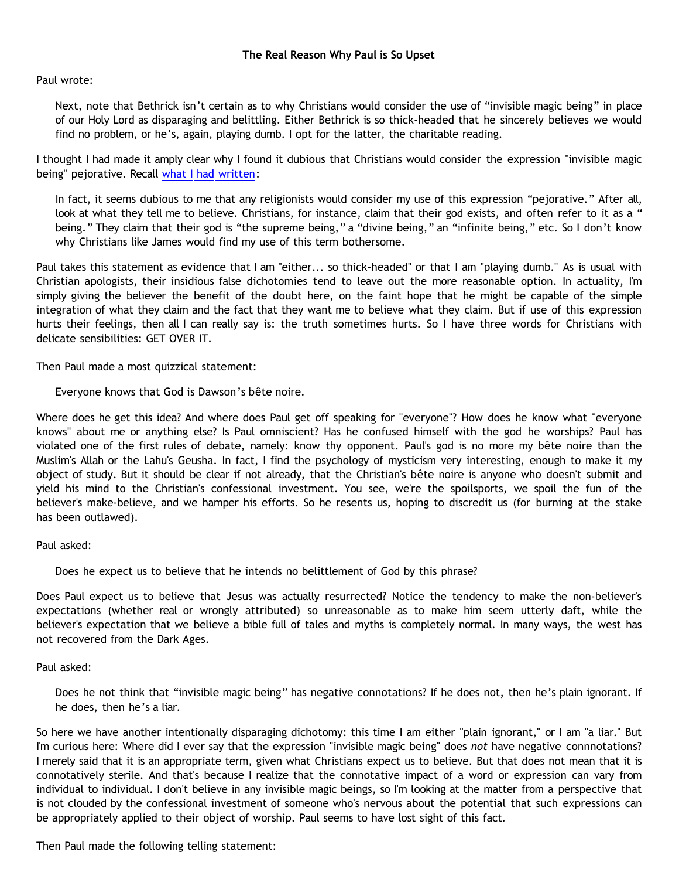**The Real Reason Why Paul is So Upset**

Paul wrote:

> Next, note that Bethrick isn't certain as to why Christians would consider the use of "invisible magic being" in place of our Holy Lord as disparaging and belittling. Either Bethrick is so thick-headed that he sincerely believes we would find no problem, or he's, again, playing dumb. I opt for the latter, the charitable reading.

I thought I had made it amply clear why I found it dubious that Christians would consider the expression "invisible magic being" pejorative. Recall what I had written:

> In fact, it seems dubious to me that any religionists would consider my use of this expression "pejorative." After all, look at what they tell me to believe. Christians, for instance, claim that their god exists, and often refer to it as a " being." They claim that their god is "the supreme being," a "divine being," an "infinite being," etc. So I don't know why Christians like James would find my use of this term bothersome.

Paul takes this statement as evidence that I am "either... so thick-headed" or that I am "playing dumb." As is usual with Christian apologists, their insidious false dichotomies tend to leave out the more reasonable option. In actuality, I'm simply giving the believer the benefit of the doubt here, on the faint hope that he might be capable of the simple integration of what they claim and the fact that they want me to believe what they claim. But if use of this expression hurts their feelings, then all I can really say is: the truth sometimes hurts. So I have three words for Christians with delicate sensibilities: GET OVER IT.

Then Paul made a most quizzical statement:

> Everyone knows that God is Dawson's bête noire.

Where does he get this idea? And where does Paul get off speaking for "everyone"? How does he know what "everyone knows" about me or anything else? Is Paul omniscient? Has he confused himself with the god he worships? Paul has violated one of the first rules of debate, namely: know thy opponent. Paul's god is no more my bête noire than the Muslim's Allah or the Lahu's Geusha. In fact, I find the psychology of mysticism very interesting, enough to make it my object of study. But it should be clear if not already, that the Christian's bête noire is anyone who doesn't submit and yield his mind to the Christian's confessional investment. You see, we're the spoilsports, we spoil the fun of the believer's make-believe, and we hamper his efforts. So he resents us, hoping to discredit us (for burning at the stake has been outlawed).

Paul asked:

> Does he expect us to believe that he intends no belittlement of God by this phrase?

Does Paul expect us to believe that Jesus was actually resurrected? Notice the tendency to make the non-believer's expectations (whether real or wrongly attributed) so unreasonable as to make him seem utterly daft, while the believer's expectation that we believe a bible full of tales and myths is completely normal. In many ways, the west has not recovered from the Dark Ages.

Paul asked:

> Does he not think that "invisible magic being" has negative connotations? If he does not, then he's plain ignorant. If he does, then he's a liar.

So here we have another intentionally disparaging dichotomy: this time I am either "plain ignorant," or I am "a liar." But I'm curious here: Where did I ever say that the expression "invisible magic being" does *not* have negative connnotations? I merely said that it is an appropriate term, given what Christians expect us to believe. But that does not mean that it is connotatively sterile. And that's because I realize that the connotative impact of a word or expression can vary from individual to individual. I don't believe in any invisible magic beings, so I'm looking at the matter from a perspective that is not clouded by the confessional investment of someone who's nervous about the potential that such expressions can be appropriately applied to their object of worship. Paul seems to have lost sight of this fact.

Then Paul made the following telling statement: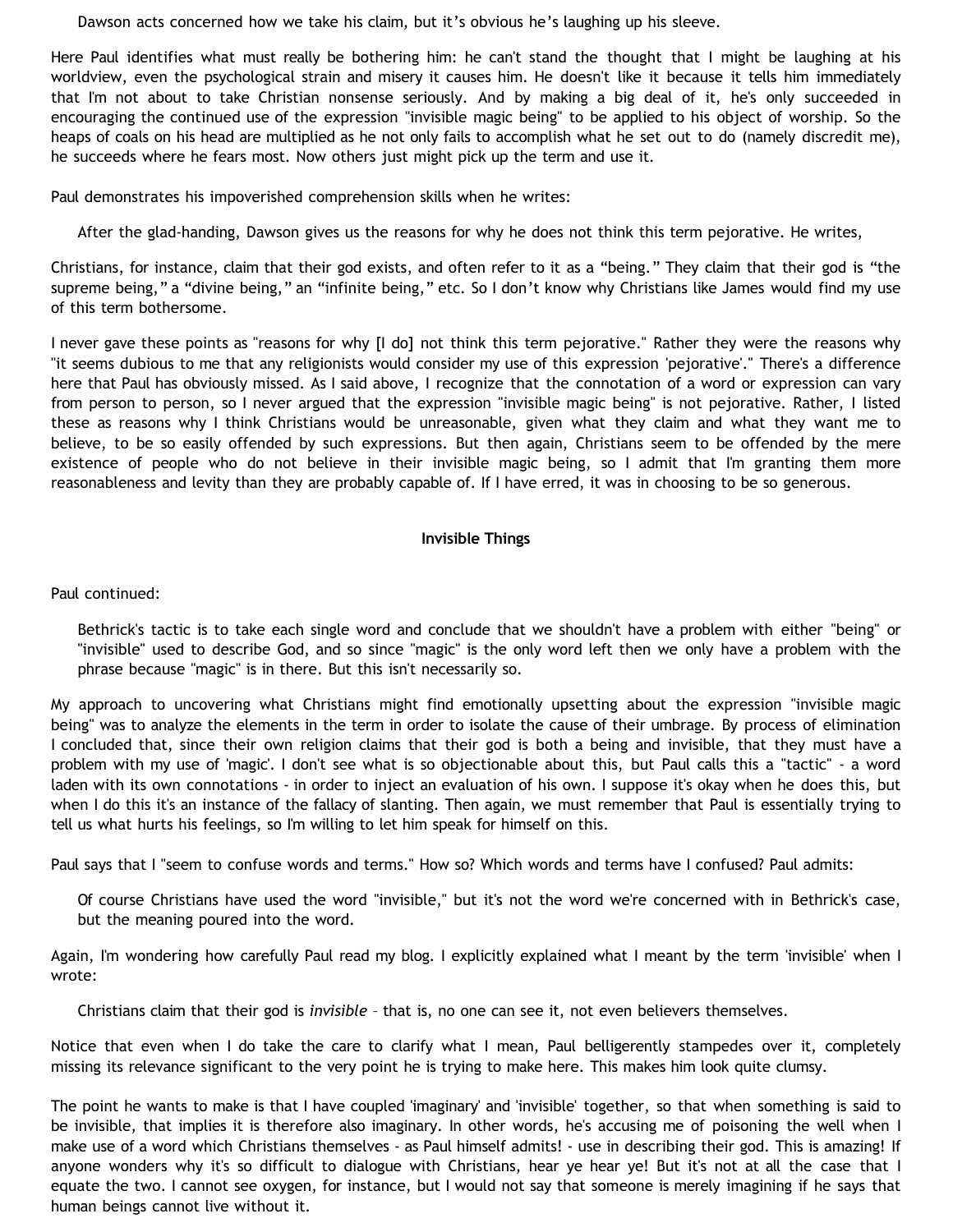> Dawson acts concerned how we take his claim, but it's obvious he's laughing up his sleeve.

Here Paul identifies what must really be bothering him: he can't stand the thought that I might be laughing at his worldview, even the psychological strain and misery it causes him. He doesn't like it because it tells him immediately that I'm not about to take Christian nonsense seriously. And by making a big deal of it, he's only succeeded in encouraging the continued use of the expression "invisible magic being" to be applied to his object of worship. So the heaps of coals on his head are multiplied as he not only fails to accomplish what he set out to do (namely discredit me), he succeeds where he fears most. Now others just might pick up the term and use it.

Paul demonstrates his impoverished comprehension skills when he writes:

> After the glad-handing, Dawson gives us the reasons for why he does not think this term pejorative. He writes,

Christians, for instance, claim that their god exists, and often refer to it as a "being." They claim that their god is "the supreme being," a "divine being," an "infinite being," etc. So I don't know why Christians like James would find my use of this term bothersome.

I never gave these points as "reasons for why [I do] not think this term pejorative." Rather they were the reasons why "it seems dubious to me that any religionists would consider my use of this expression 'pejorative'." There's a difference here that Paul has obviously missed. As I said above, I recognize that the connotation of a word or expression can vary from person to person, so I never argued that the expression "invisible magic being" is not pejorative. Rather, I listed these as reasons why I think Christians would be unreasonable, given what they claim and what they want me to believe, to be so easily offended by such expressions. But then again, Christians seem to be offended by the mere existence of people who do not believe in their invisible magic being, so I admit that I'm granting them more reasonableness and levity than they are probably capable of. If I have erred, it was in choosing to be so generous.

## Invisible Things

Paul continued:

> Bethrick's tactic is to take each single word and conclude that we shouldn't have a problem with either "being" or "invisible" used to describe God, and so since "magic" is the only word left then we only have a problem with the phrase because "magic" is in there. But this isn't necessarily so.

My approach to uncovering what Christians might find emotionally upsetting about the expression "invisible magic being" was to analyze the elements in the term in order to isolate the cause of their umbrage. By process of elimination I concluded that, since their own religion claims that their god is both a being and invisible, that they must have a problem with my use of 'magic'. I don't see what is so objectionable about this, but Paul calls this a "tactic" - a word laden with its own connotations - in order to inject an evaluation of his own. I suppose it's okay when he does this, but when I do this it's an instance of the fallacy of slanting. Then again, we must remember that Paul is essentially trying to tell us what hurts his feelings, so I'm willing to let him speak for himself on this.

Paul says that I "seem to confuse words and terms." How so? Which words and terms have I confused? Paul admits:

> Of course Christians have used the word "invisible," but it's not the word we're concerned with in Bethrick's case, but the meaning poured into the word.

Again, I'm wondering how carefully Paul read my blog. I explicitly explained what I meant by the term 'invisible' when I wrote:

> Christians claim that their god is *invisible* – that is, no one can see it, not even believers themselves.

Notice that even when I do take the care to clarify what I mean, Paul belligerently stampedes over it, completely missing its relevance significant to the very point he is trying to make here. This makes him look quite clumsy.

The point he wants to make is that I have coupled 'imaginary' and 'invisible' together, so that when something is said to be invisible, that implies it is therefore also imaginary. In other words, he's accusing me of poisoning the well when I make use of a word which Christians themselves - as Paul himself admits! - use in describing their god. This is amazing! If anyone wonders why it's so difficult to dialogue with Christians, hear ye hear ye! But it's not at all the case that I equate the two. I cannot see oxygen, for instance, but I would not say that someone is merely imagining if he says that human beings cannot live without it.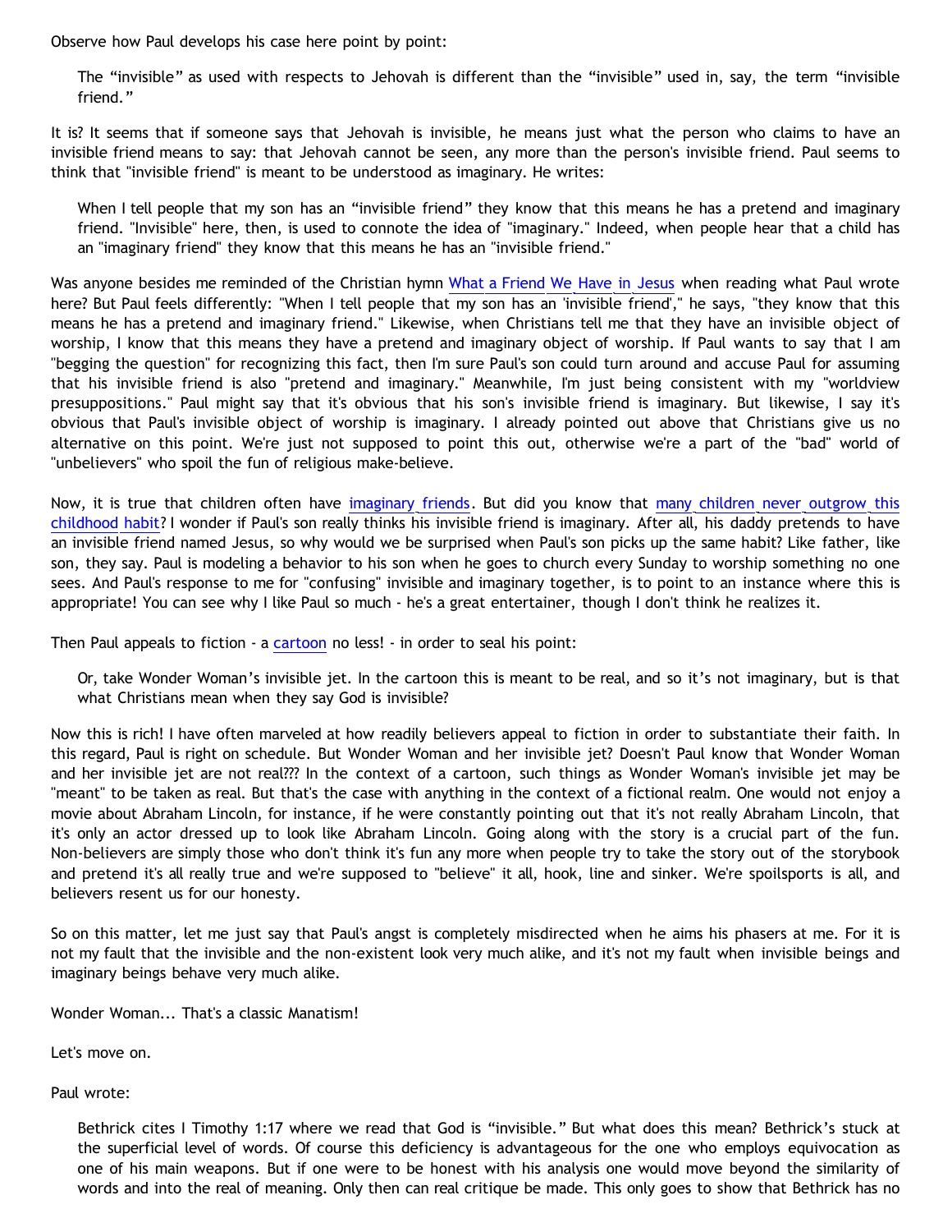Observe how Paul develops his case here point by point:

> The "invisible" as used with respects to Jehovah is different than the "invisible" used in, say, the term "invisible friend."

It is? It seems that if someone says that Jehovah is invisible, he means just what the person who claims to have an invisible friend means to say: that Jehovah cannot be seen, any more than the person's invisible friend. Paul seems to think that "invisible friend" is meant to be understood as imaginary. He writes:

> When I tell people that my son has an "invisible friend" they know that this means he has a pretend and imaginary friend. "Invisible" here, then, is used to connote the idea of "imaginary." Indeed, when people hear that a child has an "imaginary friend" they know that this means he has an "invisible friend."

Was anyone besides me reminded of the Christian hymn What a Friend We Have in Jesus when reading what Paul wrote here? But Paul feels differently: "When I tell people that my son has an 'invisible friend'," he says, "they know that this means he has a pretend and imaginary friend." Likewise, when Christians tell me that they have an invisible object of worship, I know that this means they have a pretend and imaginary object of worship. If Paul wants to say that I am "begging the question" for recognizing this fact, then I'm sure Paul's son could turn around and accuse Paul for assuming that his invisible friend is also "pretend and imaginary." Meanwhile, I'm just being consistent with my "worldview presuppositions." Paul might say that it's obvious that his son's invisible friend is imaginary. But likewise, I say it's obvious that Paul's invisible object of worship is imaginary. I already pointed out above that Christians give us no alternative on this point. We're just not supposed to point this out, otherwise we're a part of the "bad" world of "unbelievers" who spoil the fun of religious make-believe.

Now, it is true that children often have imaginary friends. But did you know that many children never outgrow this childhood habit? I wonder if Paul's son really thinks his invisible friend is imaginary. After all, his daddy pretends to have an invisible friend named Jesus, so why would we be surprised when Paul's son picks up the same habit? Like father, like son, they say. Paul is modeling a behavior to his son when he goes to church every Sunday to worship something no one sees. And Paul's response to me for "confusing" invisible and imaginary together, is to point to an instance where this is appropriate! You can see why I like Paul so much - he's a great entertainer, though I don't think he realizes it.

Then Paul appeals to fiction - a cartoon no less! - in order to seal his point:

> Or, take Wonder Woman's invisible jet. In the cartoon this is meant to be real, and so it's not imaginary, but is that what Christians mean when they say God is invisible?

Now this is rich! I have often marveled at how readily believers appeal to fiction in order to substantiate their faith. In this regard, Paul is right on schedule. But Wonder Woman and her invisible jet? Doesn't Paul know that Wonder Woman and her invisible jet are not real??? In the context of a cartoon, such things as Wonder Woman's invisible jet may be "meant" to be taken as real. But that's the case with anything in the context of a fictional realm. One would not enjoy a movie about Abraham Lincoln, for instance, if he were constantly pointing out that it's not really Abraham Lincoln, that it's only an actor dressed up to look like Abraham Lincoln. Going along with the story is a crucial part of the fun. Non-believers are simply those who don't think it's fun any more when people try to take the story out of the storybook and pretend it's all really true and we're supposed to "believe" it all, hook, line and sinker. We're spoilsports is all, and believers resent us for our honesty.

So on this matter, let me just say that Paul's angst is completely misdirected when he aims his phasers at me. For it is not my fault that the invisible and the non-existent look very much alike, and it's not my fault when invisible beings and imaginary beings behave very much alike.

Wonder Woman... That's a classic Manatism!

Let's move on.

Paul wrote:

> Bethrick cites I Timothy 1:17 where we read that God is "invisible." But what does this mean? Bethrick's stuck at the superficial level of words. Of course this deficiency is advantageous for the one who employs equivocation as one of his main weapons. But if one were to be honest with his analysis one would move beyond the similarity of words and into the real of meaning. Only then can real critique be made. This only goes to show that Bethrick has no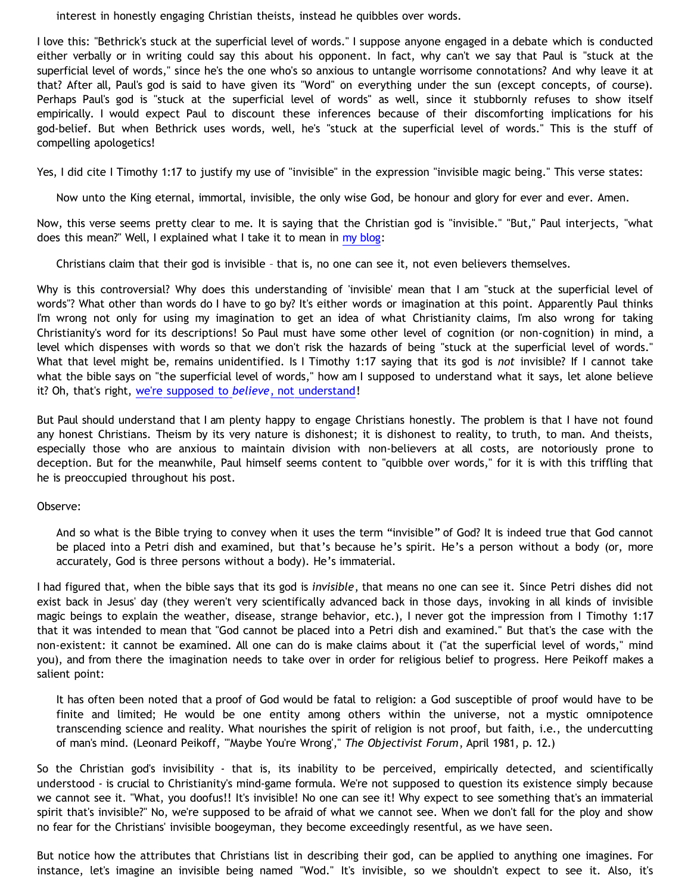interest in honestly engaging Christian theists, instead he quibbles over words.

I love this: "Bethrick's stuck at the superficial level of words." I suppose anyone engaged in a debate which is conducted either verbally or in writing could say this about his opponent. In fact, why can't we say that Paul is "stuck at the superficial level of words," since he's the one who's so anxious to untangle worrisome connotations? And why leave it at that? After all, Paul's god is said to have given its "Word" on everything under the sun (except concepts, of course). Perhaps Paul's god is "stuck at the superficial level of words" as well, since it stubbornly refuses to show itself empirically. I would expect Paul to discount these inferences because of their discomforting implications for his god-belief. But when Bethrick uses words, well, he's "stuck at the superficial level of words." This is the stuff of compelling apologetics!

Yes, I did cite I Timothy 1:17 to justify my use of "invisible" in the expression "invisible magic being." This verse states:

> Now unto the King eternal, immortal, invisible, the only wise God, be honour and glory for ever and ever. Amen.

Now, this verse seems pretty clear to me. It is saying that the Christian god is "invisible." "But," Paul interjects, "what does this mean?" Well, I explained what I take it to mean in my blog:

> Christians claim that their god is invisible – that is, no one can see it, not even believers themselves.

Why is this controversial? Why does this understanding of 'invisible' mean that I am "stuck at the superficial level of words"? What other than words do I have to go by? It's either words or imagination at this point. Apparently Paul thinks I'm wrong not only for using my imagination to get an idea of what Christianity claims, I'm also wrong for taking Christianity's word for its descriptions! So Paul must have some other level of cognition (or non-cognition) in mind, a level which dispenses with words so that we don't risk the hazards of being "stuck at the superficial level of words." What that level might be, remains unidentified. Is I Timothy 1:17 saying that its god is *not* invisible? If I cannot take what the bible says on "the superficial level of words," how am I supposed to understand what it says, let alone believe it? Oh, that's right, we're supposed to *believe*, not understand!

But Paul should understand that I am plenty happy to engage Christians honestly. The problem is that I have not found any honest Christians. Theism by its very nature is dishonest; it is dishonest to reality, to truth, to man. And theists, especially those who are anxious to maintain division with non-believers at all costs, are notoriously prone to deception. But for the meanwhile, Paul himself seems content to "quibble over words," for it is with this triffling that he is preoccupied throughout his post.

Observe:

> And so what is the Bible trying to convey when it uses the term "invisible" of God? It is indeed true that God cannot be placed into a Petri dish and examined, but that's because he's spirit. He's a person without a body (or, more accurately, God is three persons without a body). He's immaterial.

I had figured that, when the bible says that its god is *invisible*, that means no one can see it. Since Petri dishes did not exist back in Jesus' day (they weren't very scientifically advanced back in those days, invoking in all kinds of invisible magic beings to explain the weather, disease, strange behavior, etc.), I never got the impression from I Timothy 1:17 that it was intended to mean that "God cannot be placed into a Petri dish and examined." But that's the case with the non-existent: it cannot be examined. All one can do is make claims about it ("at the superficial level of words," mind you), and from there the imagination needs to take over in order for religious belief to progress. Here Peikoff makes a salient point:

> It has often been noted that a proof of God would be fatal to religion: a God susceptible of proof would have to be finite and limited; He would be one entity among others within the universe, not a mystic omnipotence transcending science and reality. What nourishes the spirit of religion is not proof, but faith, i.e., the undercutting of man's mind. (Leonard Peikoff, "'Maybe You're Wrong'," *The Objectivist Forum*, April 1981, p. 12.)

So the Christian god's invisibility - that is, its inability to be perceived, empirically detected, and scientifically understood - is crucial to Christianity's mind-game formula. We're not supposed to question its existence simply because we cannot see it. "What, you doofus!! It's invisible! No one can see it! Why expect to see something that's an immaterial spirit that's invisible?" No, we're supposed to be afraid of what we cannot see. When we don't fall for the ploy and show no fear for the Christians' invisible boogeyman, they become exceedingly resentful, as we have seen.

But notice how the attributes that Christians list in describing their god, can be applied to anything one imagines. For instance, let's imagine an invisible being named "Wod." It's invisible, so we shouldn't expect to see it. Also, it's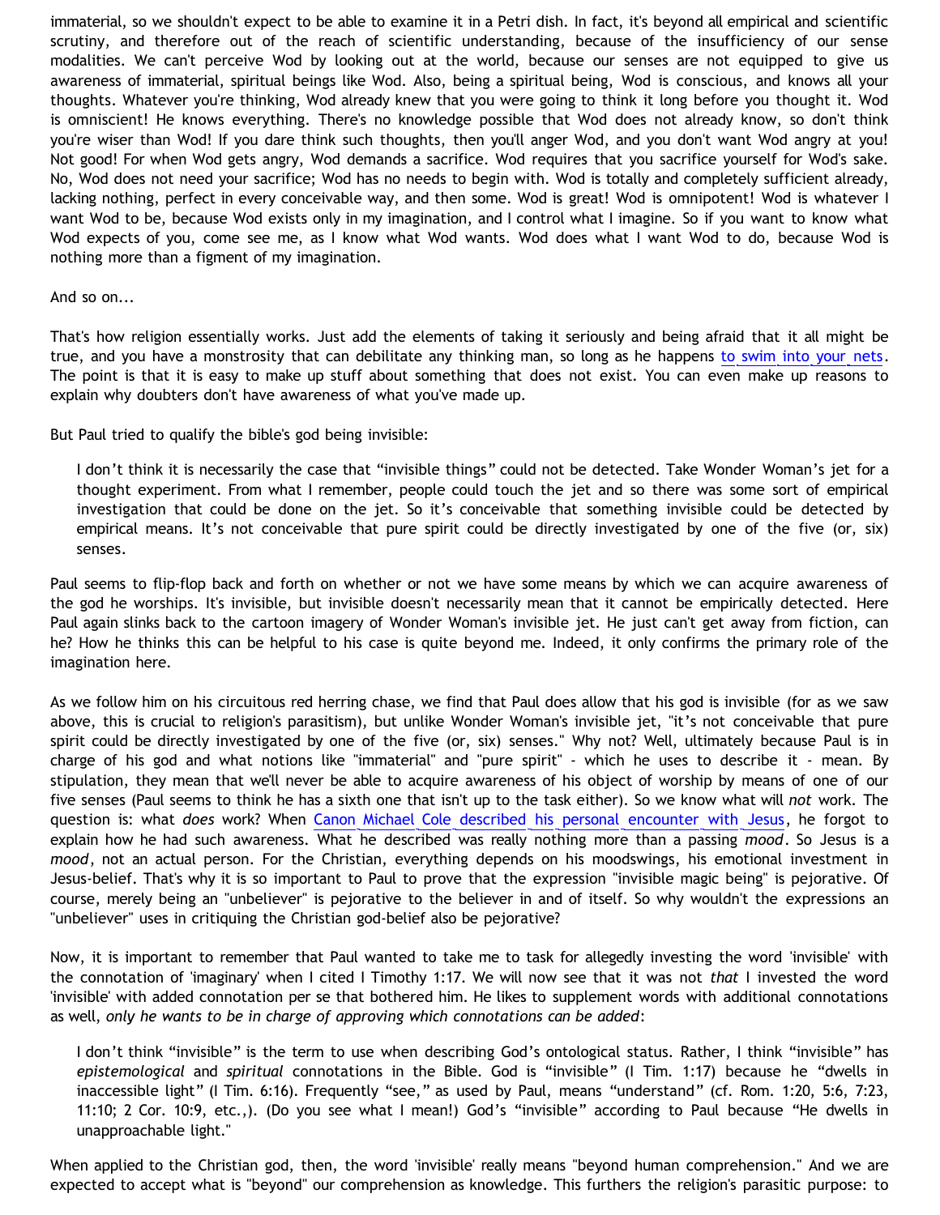immaterial, so we shouldn't expect to be able to examine it in a Petri dish. In fact, it's beyond all empirical and scientific scrutiny, and therefore out of the reach of scientific understanding, because of the insufficiency of our sense modalities. We can't perceive Wod by looking out at the world, because our senses are not equipped to give us awareness of immaterial, spiritual beings like Wod. Also, being a spiritual being, Wod is conscious, and knows all your thoughts. Whatever you're thinking, Wod already knew that you were going to think it long before you thought it. Wod is omniscient! He knows everything. There's no knowledge possible that Wod does not already know, so don't think you're wiser than Wod! If you dare think such thoughts, then you'll anger Wod, and you don't want Wod angry at you! Not good! For when Wod gets angry, Wod demands a sacrifice. Wod requires that you sacrifice yourself for Wod's sake. No, Wod does not need your sacrifice; Wod has no needs to begin with. Wod is totally and completely sufficient already, lacking nothing, perfect in every conceivable way, and then some. Wod is great! Wod is omnipotent! Wod is whatever I want Wod to be, because Wod exists only in my imagination, and I control what I imagine. So if you want to know what Wod expects of you, come see me, as I know what Wod wants. Wod does what I want Wod to do, because Wod is nothing more than a figment of my imagination.

And so on...

That's how religion essentially works. Just add the elements of taking it seriously and being afraid that it all might be true, and you have a monstrosity that can debilitate any thinking man, so long as he happens to swim into your nets. The point is that it is easy to make up stuff about something that does not exist. You can even make up reasons to explain why doubters don't have awareness of what you've made up.

But Paul tried to qualify the bible's god being invisible:

> I don't think it is necessarily the case that "invisible things" could not be detected. Take Wonder Woman's jet for a thought experiment. From what I remember, people could touch the jet and so there was some sort of empirical investigation that could be done on the jet. So it's conceivable that something invisible could be detected by empirical means. It's not conceivable that pure spirit could be directly investigated by one of the five (or, six) senses.

Paul seems to flip-flop back and forth on whether or not we have some means by which we can acquire awareness of the god he worships. It's invisible, but invisible doesn't necessarily mean that it cannot be empirically detected. Here Paul again slinks back to the cartoon imagery of Wonder Woman's invisible jet. He just can't get away from fiction, can he? How he thinks this can be helpful to his case is quite beyond me. Indeed, it only confirms the primary role of the imagination here.

As we follow him on his circuitous red herring chase, we find that Paul does allow that his god is invisible (for as we saw above, this is crucial to religion's parasitism), but unlike Wonder Woman's invisible jet, "it's not conceivable that pure spirit could be directly investigated by one of the five (or, six) senses." Why not? Well, ultimately because Paul is in charge of his god and what notions like "immaterial" and "pure spirit" - which he uses to describe it - mean. By stipulation, they mean that we'll never be able to acquire awareness of his object of worship by means of one of our five senses (Paul seems to think he has a sixth one that isn't up to the task either). So we know what will *not* work. The question is: what *does* work? When Canon Michael Cole described his personal encounter with Jesus, he forgot to explain how he had such awareness. What he described was really nothing more than a passing *mood*. So Jesus is a *mood*, not an actual person. For the Christian, everything depends on his moodswings, his emotional investment in Jesus-belief. That's why it is so important to Paul to prove that the expression "invisible magic being" is pejorative. Of course, merely being an "unbeliever" is pejorative to the believer in and of itself. So why wouldn't the expressions an "unbeliever" uses in critiquing the Christian god-belief also be pejorative?

Now, it is important to remember that Paul wanted to take me to task for allegedly investing the word 'invisible' with the connotation of 'imaginary' when I cited I Timothy 1:17. We will now see that it was not *that* I invested the word 'invisible' with added connotation per se that bothered him. He likes to supplement words with additional connotations as well, *only he wants to be in charge of approving which connotations can be added*:

> I don't think "invisible" is the term to use when describing God's ontological status. Rather, I think "invisible" has *epistemological* and *spiritual* connotations in the Bible. God is "invisible" (I Tim. 1:17) because he "dwells in inaccessible light" (I Tim. 6:16). Frequently "see," as used by Paul, means "understand" (cf. Rom. 1:20, 5:6, 7:23, 11:10; 2 Cor. 10:9, etc.,). (Do you see what I mean!) God's "invisible" according to Paul because "He dwells in unapproachable light."

When applied to the Christian god, then, the word 'invisible' really means "beyond human comprehension." And we are expected to accept what is "beyond" our comprehension as knowledge. This furthers the religion's parasitic purpose: to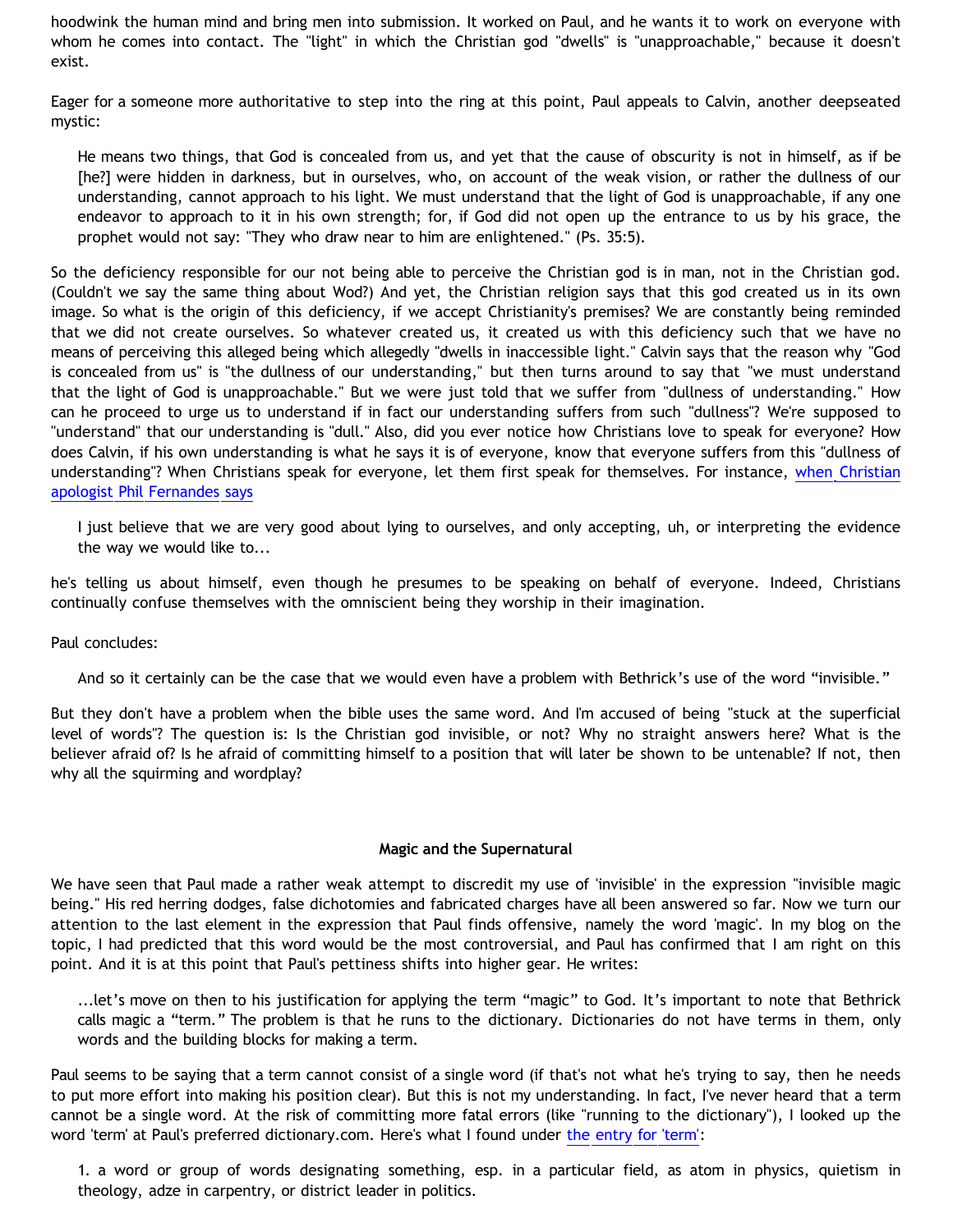hoodwink the human mind and bring men into submission. It worked on Paul, and he wants it to work on everyone with whom he comes into contact. The "light" in which the Christian god "dwells" is "unapproachable," because it doesn't exist.

Eager for a someone more authoritative to step into the ring at this point, Paul appeals to Calvin, another deepseated mystic:

> He means two things, that God is concealed from us, and yet that the cause of obscurity is not in himself, as if be [he?] were hidden in darkness, but in ourselves, who, on account of the weak vision, or rather the dullness of our understanding, cannot approach to his light. We must understand that the light of God is unapproachable, if any one endeavor to approach to it in his own strength; for, if God did not open up the entrance to us by his grace, the prophet would not say: "They who draw near to him are enlightened." (Ps. 35:5).

So the deficiency responsible for our not being able to perceive the Christian god is in man, not in the Christian god. (Couldn't we say the same thing about Wod?) And yet, the Christian religion says that this god created us in its own image. So what is the origin of this deficiency, if we accept Christianity's premises? We are constantly being reminded that we did not create ourselves. So whatever created us, it created us with this deficiency such that we have no means of perceiving this alleged being which allegedly "dwells in inaccessible light." Calvin says that the reason why "God is concealed from us" is "the dullness of our understanding," but then turns around to say that "we must understand that the light of God is unapproachable." But we were just told that we suffer from "dullness of understanding." How can he proceed to urge us to understand if in fact our understanding suffers from such "dullness"? We're supposed to "understand" that our understanding is "dull." Also, did you ever notice how Christians love to speak for everyone? How does Calvin, if his own understanding is what he says it is of everyone, know that everyone suffers from this "dullness of understanding"? When Christians speak for everyone, let them first speak for themselves. For instance, when Christian apologist Phil Fernandes says

> I just believe that we are very good about lying to ourselves, and only accepting, uh, or interpreting the evidence the way we would like to...

he's telling us about himself, even though he presumes to be speaking on behalf of everyone. Indeed, Christians continually confuse themselves with the omniscient being they worship in their imagination.

Paul concludes:

> And so it certainly can be the case that we would even have a problem with Bethrick's use of the word "invisible."

But they don't have a problem when the bible uses the same word. And I'm accused of being "stuck at the superficial level of words"? The question is: Is the Christian god invisible, or not? Why no straight answers here? What is the believer afraid of? Is he afraid of committing himself to a position that will later be shown to be untenable? If not, then why all the squirming and wordplay?

## Magic and the Supernatural

We have seen that Paul made a rather weak attempt to discredit my use of 'invisible' in the expression "invisible magic being." His red herring dodges, false dichotomies and fabricated charges have all been answered so far. Now we turn our attention to the last element in the expression that Paul finds offensive, namely the word 'magic'. In my blog on the topic, I had predicted that this word would be the most controversial, and Paul has confirmed that I am right on this point. And it is at this point that Paul's pettiness shifts into higher gear. He writes:

> ...let's move on then to his justification for applying the term "magic" to God. It's important to note that Bethrick calls magic a "term." The problem is that he runs to the dictionary. Dictionaries do not have terms in them, only words and the building blocks for making a term.

Paul seems to be saying that a term cannot consist of a single word (if that's not what he's trying to say, then he needs to put more effort into making his position clear). But this is not my understanding. In fact, I've never heard that a term cannot be a single word. At the risk of committing more fatal errors (like "running to the dictionary"), I looked up the word 'term' at Paul's preferred dictionary.com. Here's what I found under the entry for 'term':

> 1. a word or group of words designating something, esp. in a particular field, as atom in physics, quietism in theology, adze in carpentry, or district leader in politics.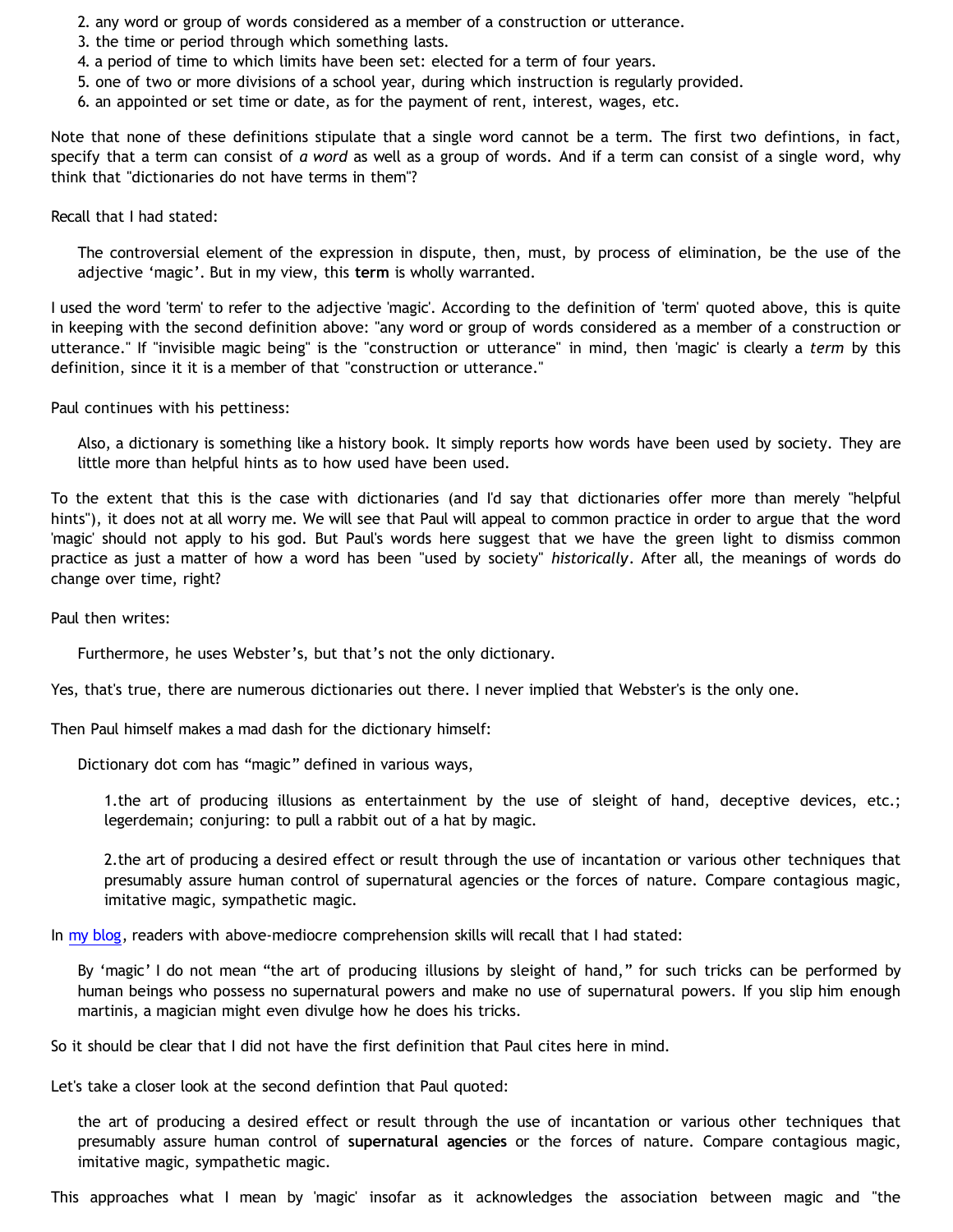2. any word or group of words considered as a member of a construction or utterance.
3. the time or period through which something lasts.
4. a period of time to which limits have been set: elected for a term of four years.
5. one of two or more divisions of a school year, during which instruction is regularly provided.
6. an appointed or set time or date, as for the payment of rent, interest, wages, etc.

Note that none of these definitions stipulate that a single word cannot be a term. The first two defintions, in fact, specify that a term can consist of *a word* as well as a group of words. And if a term can consist of a single word, why think that "dictionaries do not have terms in them"?

Recall that I had stated:

> The controversial element of the expression in dispute, then, must, by process of elimination, be the use of the adjective 'magic'. But in my view, this **term** is wholly warranted.

I used the word 'term' to refer to the adjective 'magic'. According to the definition of 'term' quoted above, this is quite in keeping with the second definition above: "any word or group of words considered as a member of a construction or utterance." If "invisible magic being" is the "construction or utterance" in mind, then 'magic' is clearly a *term* by this definition, since it it is a member of that "construction or utterance."

Paul continues with his pettiness:

> Also, a dictionary is something like a history book. It simply reports how words have been used by society. They are little more than helpful hints as to how used have been used.

To the extent that this is the case with dictionaries (and I'd say that dictionaries offer more than merely "helpful hints"), it does not at all worry me. We will see that Paul will appeal to common practice in order to argue that the word 'magic' should not apply to his god. But Paul's words here suggest that we have the green light to dismiss common practice as just a matter of how a word has been "used by society" *historically*. After all, the meanings of words do change over time, right?

Paul then writes:

> Furthermore, he uses Webster's, but that's not the only dictionary.

Yes, that's true, there are numerous dictionaries out there. I never implied that Webster's is the only one.

Then Paul himself makes a mad dash for the dictionary himself:

> Dictionary dot com has "magic" defined in various ways,
>
> > 1.the art of producing illusions as entertainment by the use of sleight of hand, deceptive devices, etc.; legerdemain; conjuring: to pull a rabbit out of a hat by magic.
> >
> > 2.the art of producing a desired effect or result through the use of incantation or various other techniques that presumably assure human control of supernatural agencies or the forces of nature. Compare contagious magic, imitative magic, sympathetic magic.

In my blog, readers with above-mediocre comprehension skills will recall that I had stated:

> By 'magic' I do not mean "the art of producing illusions by sleight of hand," for such tricks can be performed by human beings who possess no supernatural powers and make no use of supernatural powers. If you slip him enough martinis, a magician might even divulge how he does his tricks.

So it should be clear that I did not have the first definition that Paul cites here in mind.

Let's take a closer look at the second defintion that Paul quoted:

> the art of producing a desired effect or result through the use of incantation or various other techniques that presumably assure human control of **supernatural agencies** or the forces of nature. Compare contagious magic, imitative magic, sympathetic magic.

This approaches what I mean by 'magic' insofar as it acknowledges the association between magic and "the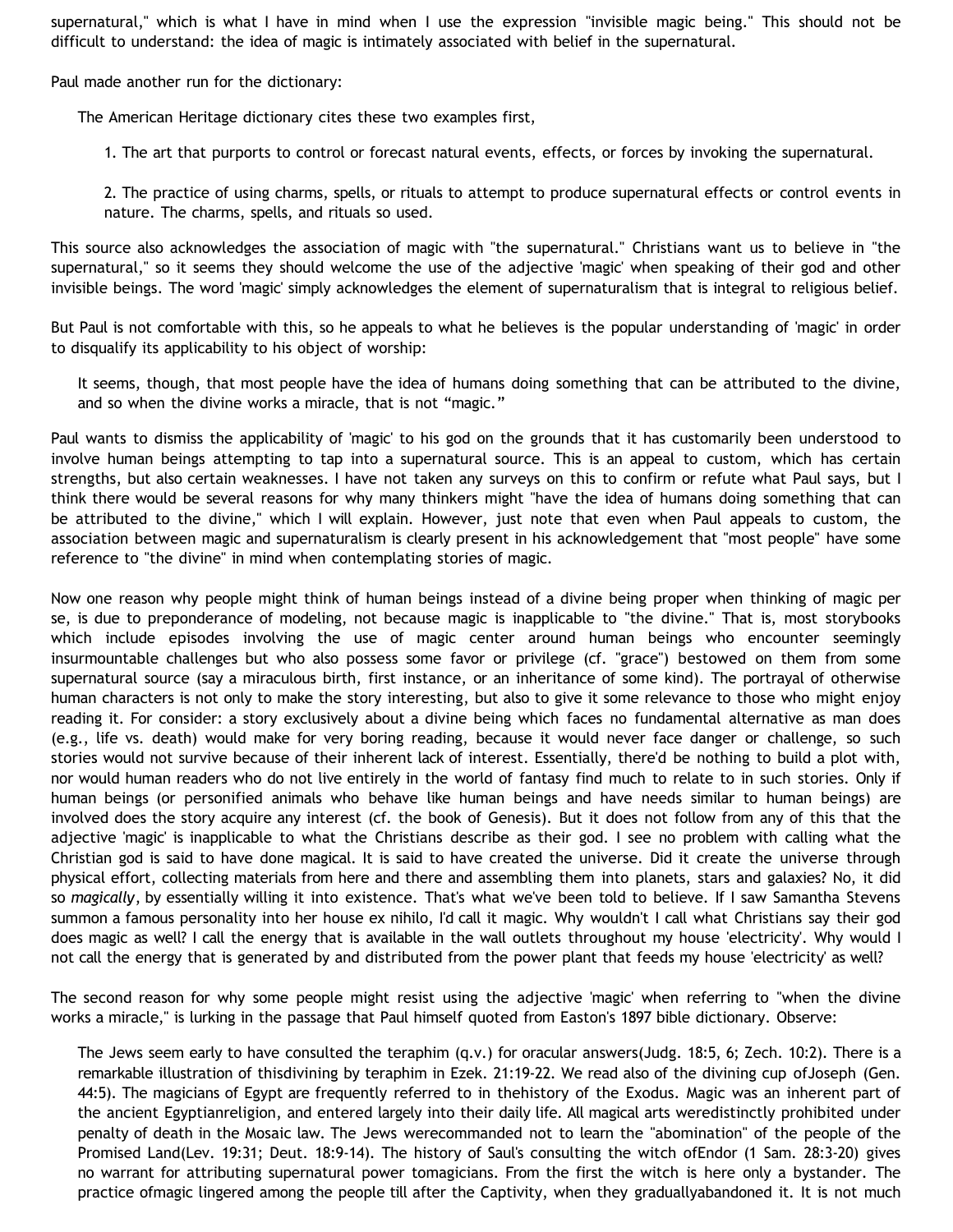supernatural," which is what I have in mind when I use the expression "invisible magic being." This should not be difficult to understand: the idea of magic is intimately associated with belief in the supernatural.

Paul made another run for the dictionary:

> The American Heritage dictionary cites these two examples first,
>
> 1. The art that purports to control or forecast natural events, effects, or forces by invoking the supernatural.
>
> 2. The practice of using charms, spells, or rituals to attempt to produce supernatural effects or control events in nature. The charms, spells, and rituals so used.

This source also acknowledges the association of magic with "the supernatural." Christians want us to believe in "the supernatural," so it seems they should welcome the use of the adjective 'magic' when speaking of their god and other invisible beings. The word 'magic' simply acknowledges the element of supernaturalism that is integral to religious belief.

But Paul is not comfortable with this, so he appeals to what he believes is the popular understanding of 'magic' in order to disqualify its applicability to his object of worship:

> It seems, though, that most people have the idea of humans doing something that can be attributed to the divine, and so when the divine works a miracle, that is not "magic."

Paul wants to dismiss the applicability of 'magic' to his god on the grounds that it has customarily been understood to involve human beings attempting to tap into a supernatural source. This is an appeal to custom, which has certain strengths, but also certain weaknesses. I have not taken any surveys on this to confirm or refute what Paul says, but I think there would be several reasons for why many thinkers might "have the idea of humans doing something that can be attributed to the divine," which I will explain. However, just note that even when Paul appeals to custom, the association between magic and supernaturalism is clearly present in his acknowledgement that "most people" have some reference to "the divine" in mind when contemplating stories of magic.

Now one reason why people might think of human beings instead of a divine being proper when thinking of magic per se, is due to preponderance of modeling, not because magic is inapplicable to "the divine." That is, most storybooks which include episodes involving the use of magic center around human beings who encounter seemingly insurmountable challenges but who also possess some favor or privilege (cf. "grace") bestowed on them from some supernatural source (say a miraculous birth, first instance, or an inheritance of some kind). The portrayal of otherwise human characters is not only to make the story interesting, but also to give it some relevance to those who might enjoy reading it. For consider: a story exclusively about a divine being which faces no fundamental alternative as man does (e.g., life vs. death) would make for very boring reading, because it would never face danger or challenge, so such stories would not survive because of their inherent lack of interest. Essentially, there'd be nothing to build a plot with, nor would human readers who do not live entirely in the world of fantasy find much to relate to in such stories. Only if human beings (or personified animals who behave like human beings and have needs similar to human beings) are involved does the story acquire any interest (cf. the book of Genesis). But it does not follow from any of this that the adjective 'magic' is inapplicable to what the Christians describe as their god. I see no problem with calling what the Christian god is said to have done magical. It is said to have created the universe. Did it create the universe through physical effort, collecting materials from here and there and assembling them into planets, stars and galaxies? No, it did so *magically*, by essentially willing it into existence. That's what we've been told to believe. If I saw Samantha Stevens summon a famous personality into her house ex nihilo, I'd call it magic. Why wouldn't I call what Christians say their god does magic as well? I call the energy that is available in the wall outlets throughout my house 'electricity'. Why would I not call the energy that is generated by and distributed from the power plant that feeds my house 'electricity' as well?

The second reason for why some people might resist using the adjective 'magic' when referring to "when the divine works a miracle," is lurking in the passage that Paul himself quoted from Easton's 1897 bible dictionary. Observe:

> The Jews seem early to have consulted the teraphim (q.v.) for oracular answers(Judg. 18:5, 6; Zech. 10:2). There is a remarkable illustration of thisdivining by teraphim in Ezek. 21:19-22. We read also of the divining cup ofJoseph (Gen. 44:5). The magicians of Egypt are frequently referred to in thehistory of the Exodus. Magic was an inherent part of the ancient Egyptianreligion, and entered largely into their daily life. All magical arts weredistinctly prohibited under penalty of death in the Mosaic law. The Jews werecommanded not to learn the "abomination" of the people of the Promised Land(Lev. 19:31; Deut. 18:9-14). The history of Saul's consulting the witch ofEndor (1 Sam. 28:3-20) gives no warrant for attributing supernatural power tomagicians. From the first the witch is here only a bystander. The practice ofmagic lingered among the people till after the Captivity, when they graduallyabandoned it. It is not much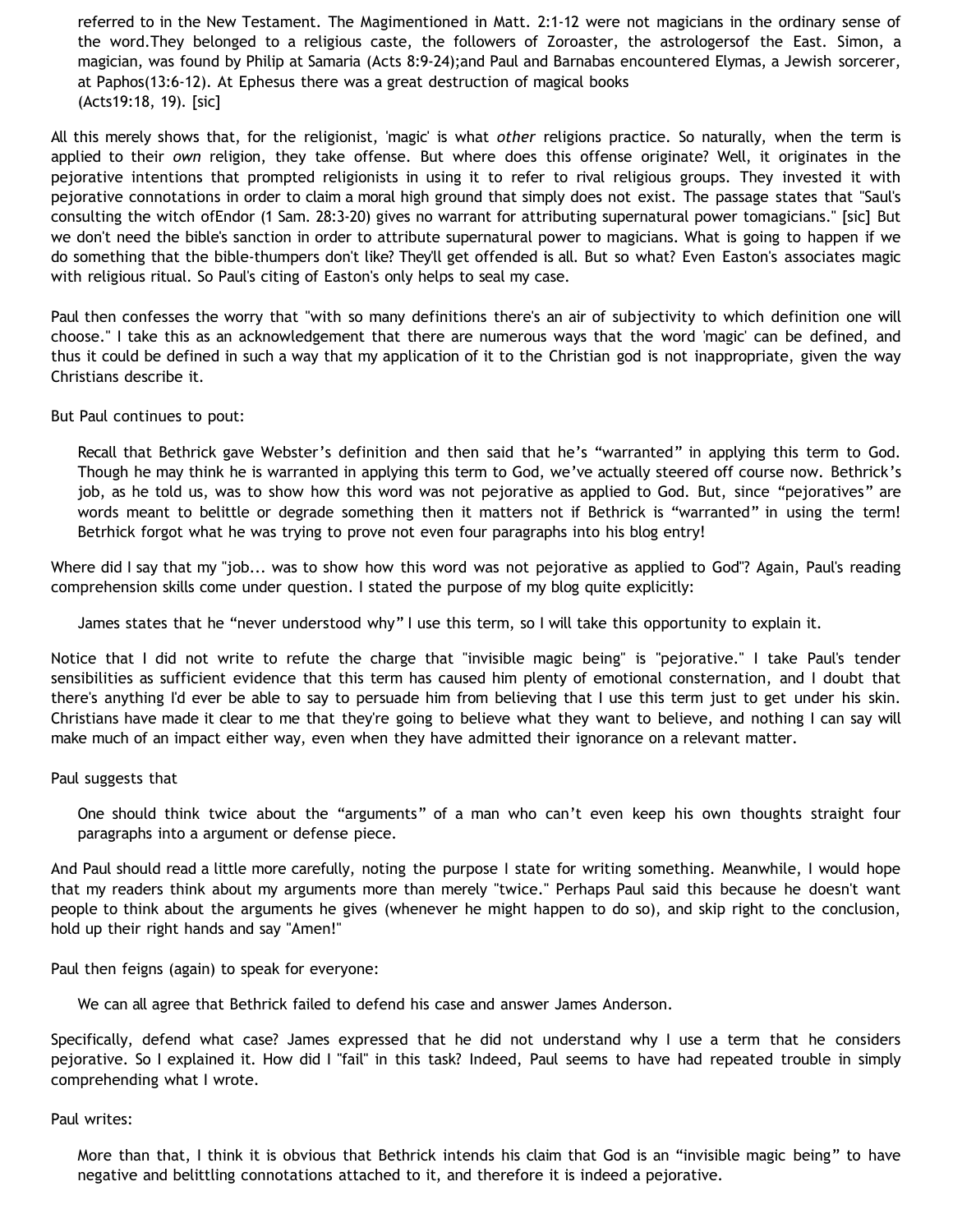> referred to in the New Testament. The Magimentioned in Matt. 2:1-12 were not magicians in the ordinary sense of the word.They belonged to a religious caste, the followers of Zoroaster, the astrologersof the East. Simon, a magician, was found by Philip at Samaria (Acts 8:9-24);and Paul and Barnabas encountered Elymas, a Jewish sorcerer, at Paphos(13:6-12). At Ephesus there was a great destruction of magical books
> (Acts19:18, 19). [sic]

All this merely shows that, for the religionist, 'magic' is what *other* religions practice. So naturally, when the term is applied to their *own* religion, they take offense. But where does this offense originate? Well, it originates in the pejorative intentions that prompted religionists in using it to refer to rival religious groups. They invested it with pejorative connotations in order to claim a moral high ground that simply does not exist. The passage states that "Saul's consulting the witch ofEndor (1 Sam. 28:3-20) gives no warrant for attributing supernatural power tomagicians." [sic] But we don't need the bible's sanction in order to attribute supernatural power to magicians. What is going to happen if we do something that the bible-thumpers don't like? They'll get offended is all. But so what? Even Easton's associates magic with religious ritual. So Paul's citing of Easton's only helps to seal my case.

Paul then confesses the worry that "with so many definitions there's an air of subjectivity to which definition one will choose." I take this as an acknowledgement that there are numerous ways that the word 'magic' can be defined, and thus it could be defined in such a way that my application of it to the Christian god is not inappropriate, given the way Christians describe it.

But Paul continues to pout:

> Recall that Bethrick gave Webster's definition and then said that he's "warranted" in applying this term to God. Though he may think he is warranted in applying this term to God, we've actually steered off course now. Bethrick's job, as he told us, was to show how this word was not pejorative as applied to God. But, since "pejoratives" are words meant to belittle or degrade something then it matters not if Bethrick is "warranted" in using the term! Betrhick forgot what he was trying to prove not even four paragraphs into his blog entry!

Where did I say that my "job... was to show how this word was not pejorative as applied to God"? Again, Paul's reading comprehension skills come under question. I stated the purpose of my blog quite explicitly:

> James states that he "never understood why" I use this term, so I will take this opportunity to explain it.

Notice that I did not write to refute the charge that "invisible magic being" is "pejorative." I take Paul's tender sensibilities as sufficient evidence that this term has caused him plenty of emotional consternation, and I doubt that there's anything I'd ever be able to say to persuade him from believing that I use this term just to get under his skin. Christians have made it clear to me that they're going to believe what they want to believe, and nothing I can say will make much of an impact either way, even when they have admitted their ignorance on a relevant matter.

Paul suggests that

> One should think twice about the "arguments" of a man who can't even keep his own thoughts straight four paragraphs into a argument or defense piece.

And Paul should read a little more carefully, noting the purpose I state for writing something. Meanwhile, I would hope that my readers think about my arguments more than merely "twice." Perhaps Paul said this because he doesn't want people to think about the arguments he gives (whenever he might happen to do so), and skip right to the conclusion, hold up their right hands and say "Amen!"

Paul then feigns (again) to speak for everyone:

> We can all agree that Bethrick failed to defend his case and answer James Anderson.

Specifically, defend what case? James expressed that he did not understand why I use a term that he considers pejorative. So I explained it. How did I "fail" in this task? Indeed, Paul seems to have had repeated trouble in simply comprehending what I wrote.

Paul writes:

> More than that, I think it is obvious that Bethrick intends his claim that God is an "invisible magic being" to have negative and belittling connotations attached to it, and therefore it is indeed a pejorative.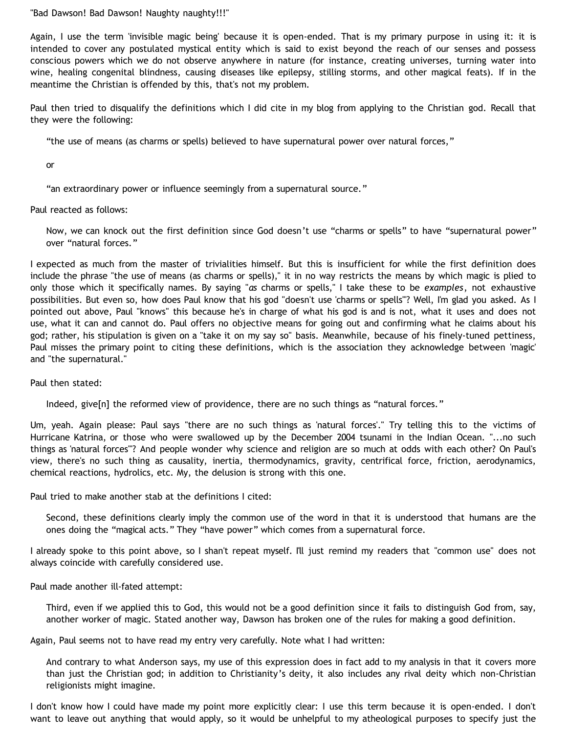"Bad Dawson! Bad Dawson! Naughty naughty!!!"

Again, I use the term 'invisible magic being' because it is open-ended. That is my primary purpose in using it: it is intended to cover any postulated mystical entity which is said to exist beyond the reach of our senses and possess conscious powers which we do not observe anywhere in nature (for instance, creating universes, turning water into wine, healing congenital blindness, causing diseases like epilepsy, stilling storms, and other magical feats). If in the meantime the Christian is offended by this, that's not my problem.

Paul then tried to disqualify the definitions which I did cite in my blog from applying to the Christian god. Recall that they were the following:

> “the use of means (as charms or spells) believed to have supernatural power over natural forces,”
>
> or
>
> “an extraordinary power or influence seemingly from a supernatural source.”

Paul reacted as follows:

> Now, we can knock out the first definition since God doesn’t use “charms or spells” to have “supernatural power” over “natural forces.”

I expected as much from the master of trivialities himself. But this is insufficient for while the first definition does include the phrase "the use of means (as charms or spells)," it in no way restricts the means by which magic is plied to only those which it specifically names. By saying "*as* charms or spells," I take these to be *examples*, not exhaustive possibilities. But even so, how does Paul know that his god "doesn't use 'charms or spells'"? Well, I'm glad you asked. As I pointed out above, Paul "knows" this because he's in charge of what his god is and is not, what it uses and does not use, what it can and cannot do. Paul offers no objective means for going out and confirming what he claims about his god; rather, his stipulation is given on a "take it on my say so" basis. Meanwhile, because of his finely-tuned pettiness, Paul misses the primary point to citing these definitions, which is the association they acknowledge between 'magic' and "the supernatural."

Paul then stated:

> Indeed, give[n] the reformed view of providence, there are no such things as “natural forces.”

Um, yeah. Again please: Paul says "there are no such things as 'natural forces'." Try telling this to the victims of Hurricane Katrina, or those who were swallowed up by the December 2004 tsunami in the Indian Ocean. "...no such things as 'natural forces'"? And people wonder why science and religion are so much at odds with each other? On Paul's view, there's no such thing as causality, inertia, thermodynamics, gravity, centrifical force, friction, aerodynamics, chemical reactions, hydrolics, etc. My, the delusion is strong with this one.

Paul tried to make another stab at the definitions I cited:

> Second, these definitions clearly imply the common use of the word in that it is understood that humans are the ones doing the “magical acts.” They “have power” which comes from a supernatural force.

I already spoke to this point above, so I shan't repeat myself. I'll just remind my readers that "common use" does not always coincide with carefully considered use.

Paul made another ill-fated attempt:

> Third, even if we applied this to God, this would not be a good definition since it fails to distinguish God from, say, another worker of magic. Stated another way, Dawson has broken one of the rules for making a good definition.

Again, Paul seems not to have read my entry very carefully. Note what I had written:

> And contrary to what Anderson says, my use of this expression does in fact add to my analysis in that it covers more than just the Christian god; in addition to Christianity’s deity, it also includes any rival deity which non-Christian religionists might imagine.

I don't know how I could have made my point more explicitly clear: I use this term because it is open-ended. I don't want to leave out anything that would apply, so it would be unhelpful to my atheological purposes to specify just the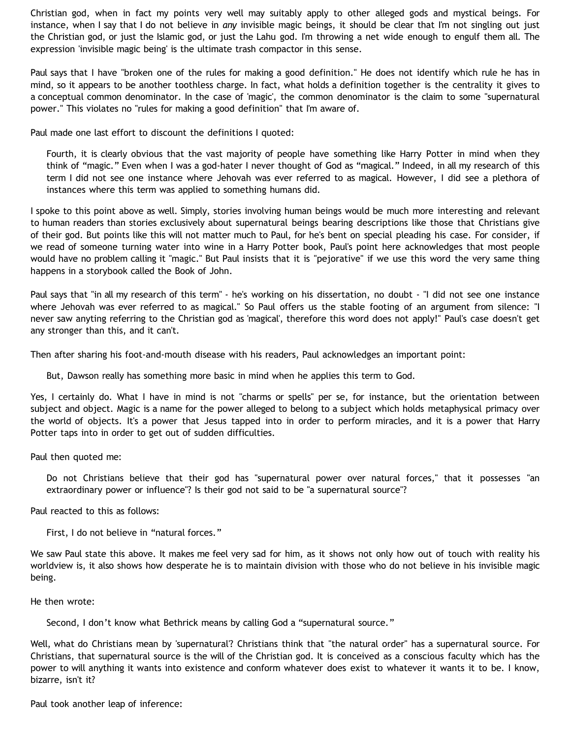Christian god, when in fact my points very well may suitably apply to other alleged gods and mystical beings. For instance, when I say that I do not believe in *any* invisible magic beings, it should be clear that I'm not singling out just the Christian god, or just the Islamic god, or just the Lahu god. I'm throwing a net wide enough to engulf them all. The expression 'invisible magic being' is the ultimate trash compactor in this sense.

Paul says that I have "broken one of the rules for making a good definition." He does not identify which rule he has in mind, so it appears to be another toothless charge. In fact, what holds a definition together is the centrality it gives to a conceptual common denominator. In the case of 'magic', the common denominator is the claim to some "supernatural power." This violates no "rules for making a good definition" that I'm aware of.

Paul made one last effort to discount the definitions I quoted:

> Fourth, it is clearly obvious that the vast majority of people have something like Harry Potter in mind when they think of "magic." Even when I was a god-hater I never thought of God as "magical." Indeed, in all my research of this term I did not see one instance where Jehovah was ever referred to as magical. However, I did see a plethora of instances where this term was applied to something humans did.

I spoke to this point above as well. Simply, stories involving human beings would be much more interesting and relevant to human readers than stories exclusively about supernatural beings bearing descriptions like those that Christians give of their god. But points like this will not matter much to Paul, for he's bent on special pleading his case. For consider, if we read of someone turning water into wine in a Harry Potter book, Paul's point here acknowledges that most people would have no problem calling it "magic." But Paul insists that it is "pejorative" if we use this word the very same thing happens in a storybook called the Book of John.

Paul says that "in all my research of this term" - he's working on his dissertation, no doubt - "I did not see one instance where Jehovah was ever referred to as magical." So Paul offers us the stable footing of an argument from silence: "I never saw anyting referring to the Christian god as 'magical', therefore this word does not apply!" Paul's case doesn't get any stronger than this, and it can't.

Then after sharing his foot-and-mouth disease with his readers, Paul acknowledges an important point:

> But, Dawson really has something more basic in mind when he applies this term to God.

Yes, I certainly do. What I have in mind is not "charms or spells" per se, for instance, but the orientation between subject and object. Magic is a name for the power alleged to belong to a subject which holds metaphysical primacy over the world of objects. It's a power that Jesus tapped into in order to perform miracles, and it is a power that Harry Potter taps into in order to get out of sudden difficulties.

Paul then quoted me:

> Do not Christians believe that their god has "supernatural power over natural forces," that it possesses "an extraordinary power or influence"? Is their god not said to be "a supernatural source"?

Paul reacted to this as follows:

> First, I do not believe in "natural forces."

We saw Paul state this above. It makes me feel very sad for him, as it shows not only how out of touch with reality his worldview is, it also shows how desperate he is to maintain division with those who do not believe in his invisible magic being.

He then wrote:

> Second, I don't know what Bethrick means by calling God a "supernatural source."

Well, what do Christians mean by 'supernatural'? Christians think that "the natural order" has a supernatural source. For Christians, that supernatural source is the will of the Christian god. It is conceived as a conscious faculty which has the power to will anything it wants into existence and conform whatever does exist to whatever it wants it to be. I know, bizarre, isn't it?

Paul took another leap of inference: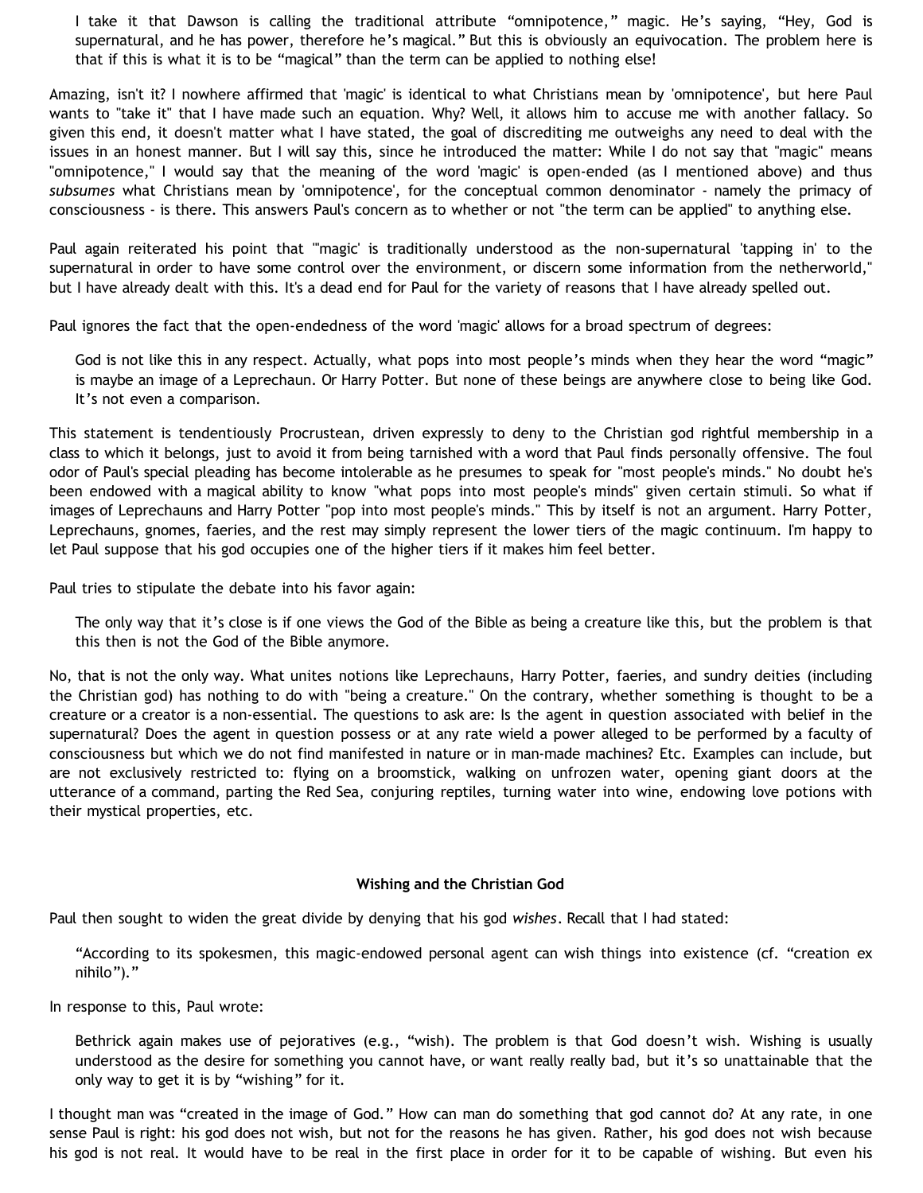> I take it that Dawson is calling the traditional attribute "omnipotence," magic. He's saying, "Hey, God is supernatural, and he has power, therefore he's magical." But this is obviously an equivocation. The problem here is that if this is what it is to be "magical" than the term can be applied to nothing else!

Amazing, isn't it? I nowhere affirmed that 'magic' is identical to what Christians mean by 'omnipotence', but here Paul wants to "take it" that I have made such an equation. Why? Well, it allows him to accuse me with another fallacy. So given this end, it doesn't matter what I have stated, the goal of discrediting me outweighs any need to deal with the issues in an honest manner. But I will say this, since he introduced the matter: While I do not say that "magic" means "omnipotence," I would say that the meaning of the word 'magic' is open-ended (as I mentioned above) and thus *subsumes* what Christians mean by 'omnipotence', for the conceptual common denominator - namely the primacy of consciousness - is there. This answers Paul's concern as to whether or not "the term can be applied" to anything else.

Paul again reiterated his point that "'magic' is traditionally understood as the non-supernatural 'tapping in' to the supernatural in order to have some control over the environment, or discern some information from the netherworld," but I have already dealt with this. It's a dead end for Paul for the variety of reasons that I have already spelled out.

Paul ignores the fact that the open-endedness of the word 'magic' allows for a broad spectrum of degrees:

> God is not like this in any respect. Actually, what pops into most people's minds when they hear the word "magic" is maybe an image of a Leprechaun. Or Harry Potter. But none of these beings are anywhere close to being like God. It's not even a comparison.

This statement is tendentiously Procrustean, driven expressly to deny to the Christian god rightful membership in a class to which it belongs, just to avoid it from being tarnished with a word that Paul finds personally offensive. The foul odor of Paul's special pleading has become intolerable as he presumes to speak for "most people's minds." No doubt he's been endowed with a magical ability to know "what pops into most people's minds" given certain stimuli. So what if images of Leprechauns and Harry Potter "pop into most people's minds." This by itself is not an argument. Harry Potter, Leprechauns, gnomes, faeries, and the rest may simply represent the lower tiers of the magic continuum. I'm happy to let Paul suppose that his god occupies one of the higher tiers if it makes him feel better.

Paul tries to stipulate the debate into his favor again:

> The only way that it's close is if one views the God of the Bible as being a creature like this, but the problem is that this then is not the God of the Bible anymore.

No, that is not the only way. What unites notions like Leprechauns, Harry Potter, faeries, and sundry deities (including the Christian god) has nothing to do with "being a creature." On the contrary, whether something is thought to be a creature or a creator is a non-essential. The questions to ask are: Is the agent in question associated with belief in the supernatural? Does the agent in question possess or at any rate wield a power alleged to be performed by a faculty of consciousness but which we do not find manifested in nature or in man-made machines? Etc. Examples can include, but are not exclusively restricted to: flying on a broomstick, walking on unfrozen water, opening giant doors at the utterance of a command, parting the Red Sea, conjuring reptiles, turning water into wine, endowing love potions with their mystical properties, etc.

## Wishing and the Christian God

Paul then sought to widen the great divide by denying that his god *wishes*. Recall that I had stated:

> "According to its spokesmen, this magic-endowed personal agent can wish things into existence (cf. "creation ex nihilo")."

In response to this, Paul wrote:

> Bethrick again makes use of pejoratives (e.g., "wish). The problem is that God doesn't wish. Wishing is usually understood as the desire for something you cannot have, or want really really bad, but it's so unattainable that the only way to get it is by "wishing" for it.

I thought man was "created in the image of God." How can man do something that god cannot do? At any rate, in one sense Paul is right: his god does not wish, but not for the reasons he has given. Rather, his god does not wish because his god is not real. It would have to be real in the first place in order for it to be capable of wishing. But even his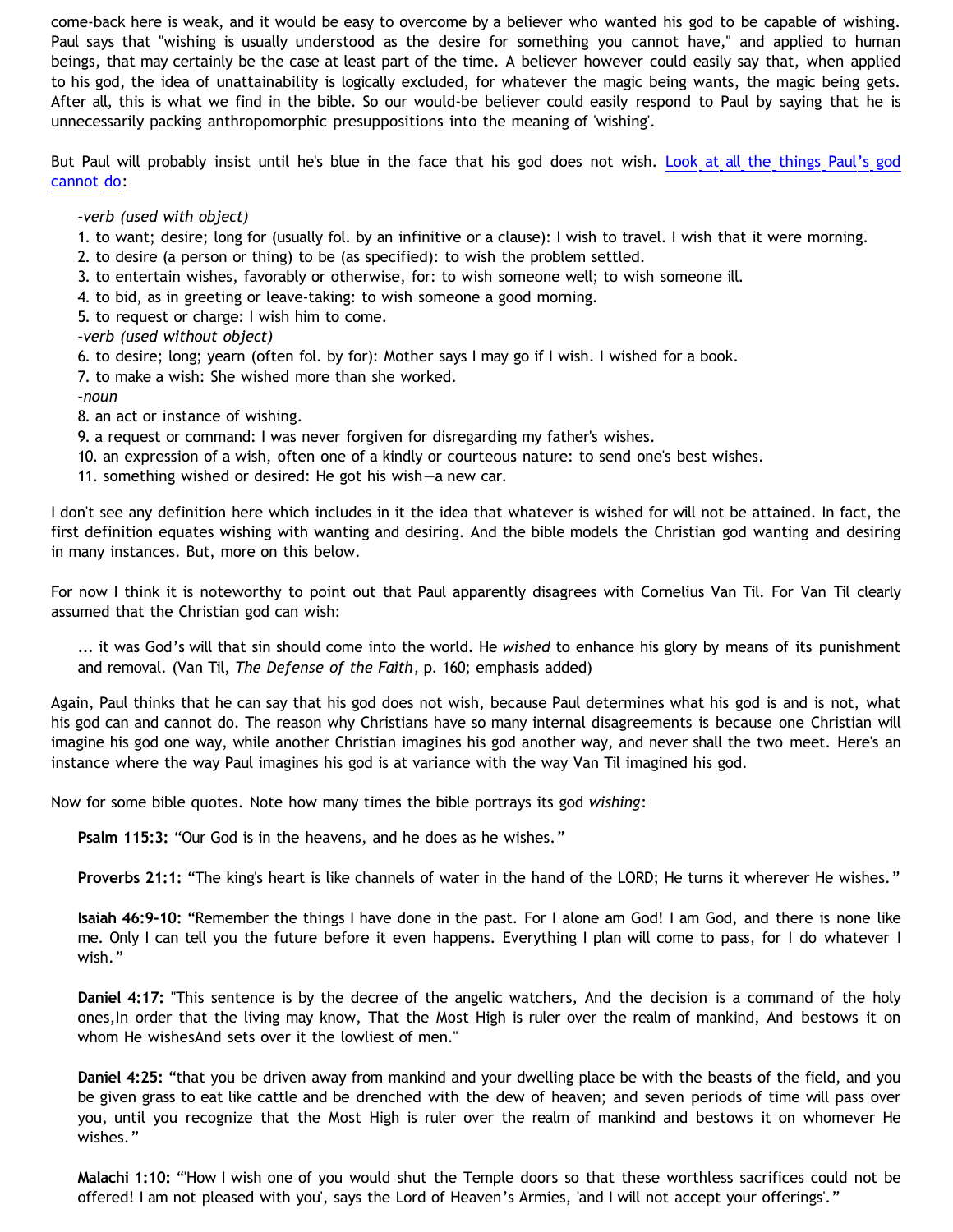come-back here is weak, and it would be easy to overcome by a believer who wanted his god to be capable of wishing. Paul says that "wishing is usually understood as the desire for something you cannot have," and applied to human beings, that may certainly be the case at least part of the time. A believer however could easily say that, when applied to his god, the idea of unattainability is logically excluded, for whatever the magic being wants, the magic being gets. After all, this is what we find in the bible. So our would-be believer could easily respond to Paul by saying that he is unnecessarily packing anthropomorphic presuppositions into the meaning of 'wishing'.

But Paul will probably insist until he's blue in the face that his god does not wish. Look at all the things Paul's god cannot do:

> –*verb (used with object)*
> 1. to want; desire; long for (usually fol. by an infinitive or a clause): I wish to travel. I wish that it were morning.
> 2. to desire (a person or thing) to be (as specified): to wish the problem settled.
> 3. to entertain wishes, favorably or otherwise, for: to wish someone well; to wish someone ill.
> 4. to bid, as in greeting or leave-taking: to wish someone a good morning.
> 5. to request or charge: I wish him to come.
>
> –*verb (used without object)*
> 6. to desire; long; yearn (often fol. by for): Mother says I may go if I wish. I wished for a book.
> 7. to make a wish: She wished more than she worked.
>
> –*noun*
> 8. an act or instance of wishing.
> 9. a request or command: I was never forgiven for disregarding my father's wishes.
> 10. an expression of a wish, often one of a kindly or courteous nature: to send one's best wishes.
> 11. something wished or desired: He got his wish—a new car.

I don't see any definition here which includes in it the idea that whatever is wished for will not be attained. In fact, the first definition equates wishing with wanting and desiring. And the bible models the Christian god wanting and desiring in many instances. But, more on this below.

For now I think it is noteworthy to point out that Paul apparently disagrees with Cornelius Van Til. For Van Til clearly assumed that the Christian god can wish:

> ... it was God's will that sin should come into the world. He *wished* to enhance his glory by means of its punishment and removal. (Van Til, *The Defense of the Faith*, p. 160; emphasis added)

Again, Paul thinks that he can say that his god does not wish, because Paul determines what his god is and is not, what his god can and cannot do. The reason why Christians have so many internal disagreements is because one Christian will imagine his god one way, while another Christian imagines his god another way, and never shall the two meet. Here's an instance where the way Paul imagines his god is at variance with the way Van Til imagined his god.

Now for some bible quotes. Note how many times the bible portrays its god *wishing*:

> **Psalm 115:3:** "Our God is in the heavens, and he does as he wishes."

> **Proverbs 21:1:** "The king's heart is like channels of water in the hand of the LORD; He turns it wherever He wishes."

> **Isaiah 46:9-10:** "Remember the things I have done in the past. For I alone am God! I am God, and there is none like me. Only I can tell you the future before it even happens. Everything I plan will come to pass, for I do whatever I wish."

> **Daniel 4:17:** "This sentence is by the decree of the angelic watchers, And the decision is a command of the holy ones,In order that the living may know, That the Most High is ruler over the realm of mankind, And bestows it on whom He wishesAnd sets over it the lowliest of men."

> **Daniel 4:25:** "that you be driven away from mankind and your dwelling place be with the beasts of the field, and you be given grass to eat like cattle and be drenched with the dew of heaven; and seven periods of time will pass over you, until you recognize that the Most High is ruler over the realm of mankind and bestows it on whomever He wishes."

> **Malachi 1:10:** "'How I wish one of you would shut the Temple doors so that these worthless sacrifices could not be offered! I am not pleased with you', says the Lord of Heaven's Armies, 'and I will not accept your offerings'."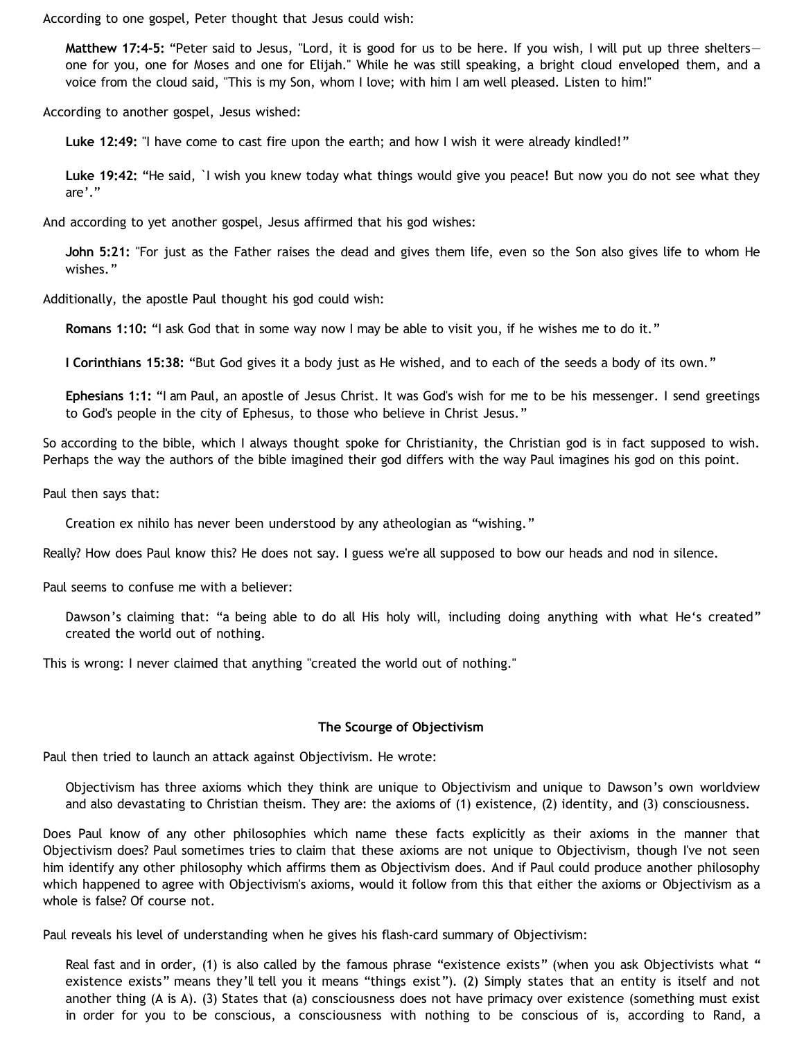According to one gospel, Peter thought that Jesus could wish:

> **Matthew 17:4-5:** "Peter said to Jesus, "Lord, it is good for us to be here. If you wish, I will put up three shelters—one for you, one for Moses and one for Elijah." While he was still speaking, a bright cloud enveloped them, and a voice from the cloud said, "This is my Son, whom I love; with him I am well pleased. Listen to him!"

According to another gospel, Jesus wished:

> **Luke 12:49:** "I have come to cast fire upon the earth; and how I wish it were already kindled!"

> **Luke 19:42:** "He said, `I wish you knew today what things would give you peace! But now you do not see what they are'."

And according to yet another gospel, Jesus affirmed that his god wishes:

> **John 5:21:** "For just as the Father raises the dead and gives them life, even so the Son also gives life to whom He wishes."

Additionally, the apostle Paul thought his god could wish:

> **Romans 1:10:** "I ask God that in some way now I may be able to visit you, if he wishes me to do it."

> **I Corinthians 15:38:** "But God gives it a body just as He wished, and to each of the seeds a body of its own."

> **Ephesians 1:1:** "I am Paul, an apostle of Jesus Christ. It was God's wish for me to be his messenger. I send greetings to God's people in the city of Ephesus, to those who believe in Christ Jesus."

So according to the bible, which I always thought spoke for Christianity, the Christian god is in fact supposed to wish. Perhaps the way the authors of the bible imagined their god differs with the way Paul imagines his god on this point.

Paul then says that:

> Creation ex nihilo has never been understood by any atheologian as "wishing."

Really? How does Paul know this? He does not say. I guess we're all supposed to bow our heads and nod in silence.

Paul seems to confuse me with a believer:

> Dawson's claiming that: "a being able to do all His holy will, including doing anything with what He's created" created the world out of nothing.

This is wrong: I never claimed that anything "created the world out of nothing."

### The Scourge of Objectivism

Paul then tried to launch an attack against Objectivism. He wrote:

> Objectivism has three axioms which they think are unique to Objectivism and unique to Dawson's own worldview and also devastating to Christian theism. They are: the axioms of (1) existence, (2) identity, and (3) consciousness.

Does Paul know of any other philosophies which name these facts explicitly as their axioms in the manner that Objectivism does? Paul sometimes tries to claim that these axioms are not unique to Objectivism, though I've not seen him identify any other philosophy which affirms them as Objectivism does. And if Paul could produce another philosophy which happened to agree with Objectivism's axioms, would it follow from this that either the axioms or Objectivism as a whole is false? Of course not.

Paul reveals his level of understanding when he gives his flash-card summary of Objectivism:

> Real fast and in order, (1) is also called by the famous phrase "existence exists" (when you ask Objectivists what "existence exists" means they'll tell you it means "things exist"). (2) Simply states that an entity is itself and not another thing (A is A). (3) States that (a) consciousness does not have primacy over existence (something must exist in order for you to be conscious, a consciousness with nothing to be conscious of is, according to Rand, a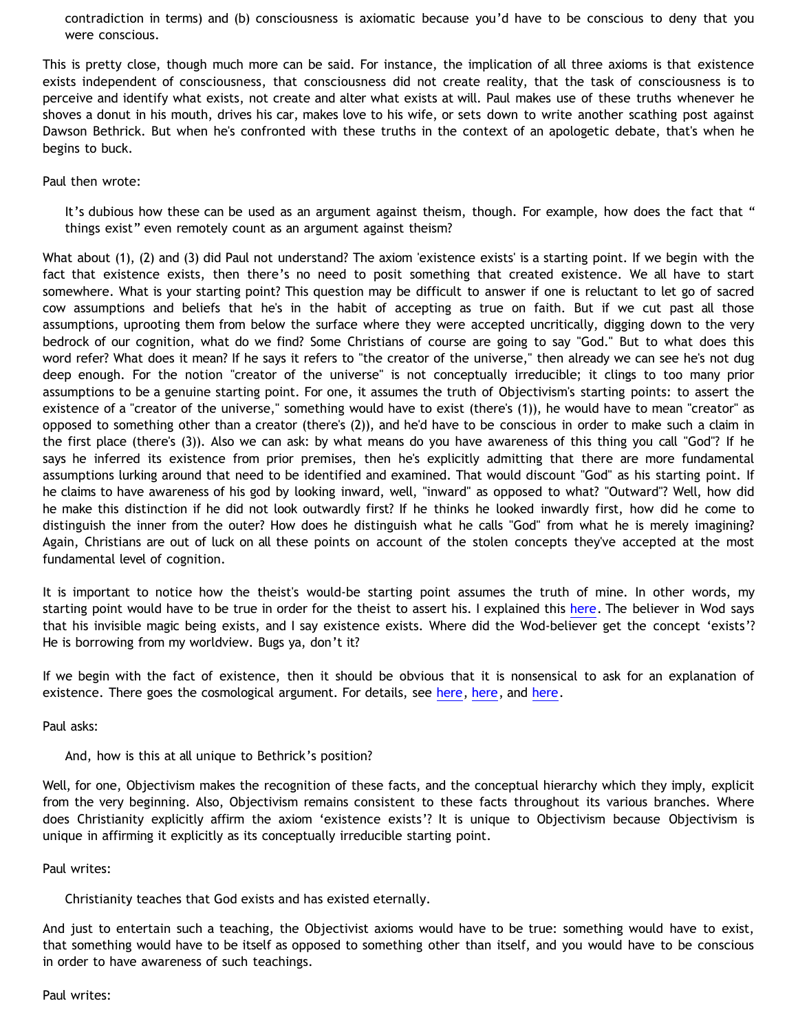> contradiction in terms) and (b) consciousness is axiomatic because you'd have to be conscious to deny that you were conscious.

This is pretty close, though much more can be said. For instance, the implication of all three axioms is that existence exists independent of consciousness, that consciousness did not create reality, that the task of consciousness is to perceive and identify what exists, not create and alter what exists at will. Paul makes use of these truths whenever he shoves a donut in his mouth, drives his car, makes love to his wife, or sets down to write another scathing post against Dawson Bethrick. But when he's confronted with these truths in the context of an apologetic debate, that's when he begins to buck.

Paul then wrote:

> It's dubious how these can be used as an argument against theism, though. For example, how does the fact that " things exist" even remotely count as an argument against theism?

What about (1), (2) and (3) did Paul not understand? The axiom 'existence exists' is a starting point. If we begin with the fact that existence exists, then there's no need to posit something that created existence. We all have to start somewhere. What is your starting point? This question may be difficult to answer if one is reluctant to let go of sacred cow assumptions and beliefs that he's in the habit of accepting as true on faith. But if we cut past all those assumptions, uprooting them from below the surface where they were accepted uncritically, digging down to the very bedrock of our cognition, what do we find? Some Christians of course are going to say "God." But to what does this word refer? What does it mean? If he says it refers to "the creator of the universe," then already we can see he's not dug deep enough. For the notion "creator of the universe" is not conceptually irreducible; it clings to too many prior assumptions to be a genuine starting point. For one, it assumes the truth of Objectivism's starting points: to assert the existence of a "creator of the universe," something would have to exist (there's (1)), he would have to mean "creator" as opposed to something other than a creator (there's (2)), and he'd have to be conscious in order to make such a claim in the first place (there's (3)). Also we can ask: by what means do you have awareness of this thing you call "God"? If he says he inferred its existence from prior premises, then he's explicitly admitting that there are more fundamental assumptions lurking around that need to be identified and examined. That would discount "God" as his starting point. If he claims to have awareness of his god by looking inward, well, "inward" as opposed to what? "Outward"? Well, how did he make this distinction if he did not look outwardly first? If he thinks he looked inwardly first, how did he come to distinguish the inner from the outer? How does he distinguish what he calls "God" from what he is merely imagining? Again, Christians are out of luck on all these points on account of the stolen concepts they've accepted at the most fundamental level of cognition.

It is important to notice how the theist's would-be starting point assumes the truth of mine. In other words, my starting point would have to be true in order for the theist to assert his. I explained this here. The believer in Wod says that his invisible magic being exists, and I say existence exists. Where did the Wod-believer get the concept 'exists'? He is borrowing from my worldview. Bugs ya, don't it?

If we begin with the fact of existence, then it should be obvious that it is nonsensical to ask for an explanation of existence. There goes the cosmological argument. For details, see here, here, and here.

Paul asks:

> And, how is this at all unique to Bethrick's position?

Well, for one, Objectivism makes the recognition of these facts, and the conceptual hierarchy which they imply, explicit from the very beginning. Also, Objectivism remains consistent to these facts throughout its various branches. Where does Christianity explicitly affirm the axiom 'existence exists'? It is unique to Objectivism because Objectivism is unique in affirming it explicitly as its conceptually irreducible starting point.

Paul writes:

> Christianity teaches that God exists and has existed eternally.

And just to entertain such a teaching, the Objectivist axioms would have to be true: something would have to exist, that something would have to be itself as opposed to something other than itself, and you would have to be conscious in order to have awareness of such teachings.

Paul writes: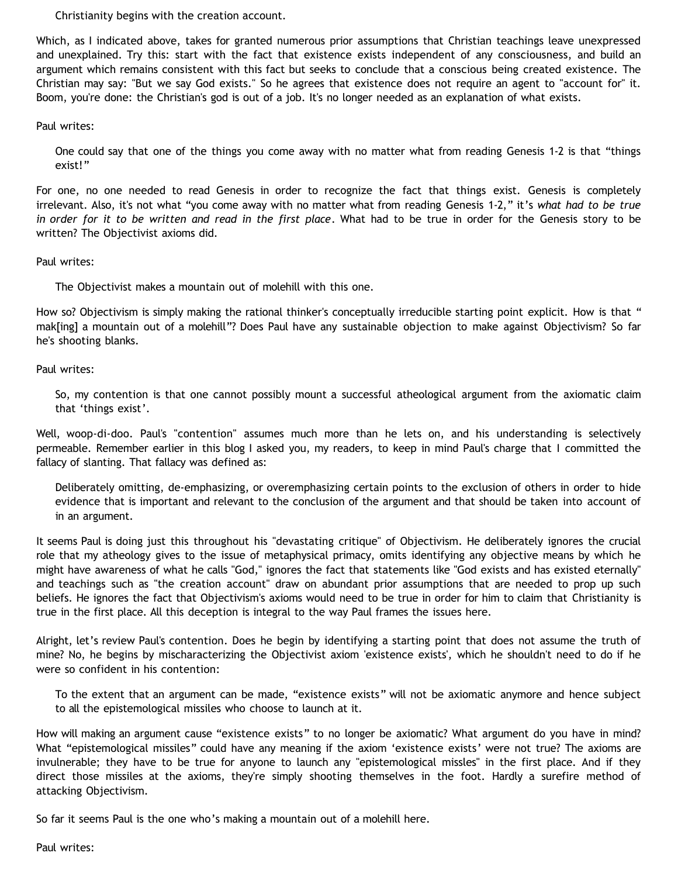> Christianity begins with the creation account.

Which, as I indicated above, takes for granted numerous prior assumptions that Christian teachings leave unexpressed and unexplained. Try this: start with the fact that existence exists independent of any consciousness, and build an argument which remains consistent with this fact but seeks to conclude that a conscious being created existence. The Christian may say: "But we say God exists." So he agrees that existence does not require an agent to "account for" it. Boom, you're done: the Christian's god is out of a job. It's no longer needed as an explanation of what exists.

Paul writes:

> One could say that one of the things you come away with no matter what from reading Genesis 1-2 is that "things exist!"

For one, no one needed to read Genesis in order to recognize the fact that things exist. Genesis is completely irrelevant. Also, it's not what "you come away with no matter what from reading Genesis 1-2," it's *what had to be true in order for it to be written and read in the first place*. What had to be true in order for the Genesis story to be written? The Objectivist axioms did.

Paul writes:

> The Objectivist makes a mountain out of molehill with this one.

How so? Objectivism is simply making the rational thinker's conceptually irreducible starting point explicit. How is that "mak[ing] a mountain out of a molehill"? Does Paul have any sustainable objection to make against Objectivism? So far he's shooting blanks.

Paul writes:

> So, my contention is that one cannot possibly mount a successful atheological argument from the axiomatic claim that 'things exist'.

Well, woop-di-doo. Paul's "contention" assumes much more than he lets on, and his understanding is selectively permeable. Remember earlier in this blog I asked you, my readers, to keep in mind Paul's charge that I committed the fallacy of slanting. That fallacy was defined as:

> Deliberately omitting, de-emphasizing, or overemphasizing certain points to the exclusion of others in order to hide evidence that is important and relevant to the conclusion of the argument and that should be taken into account of in an argument.

It seems Paul is doing just this throughout his "devastating critique" of Objectivism. He deliberately ignores the crucial role that my atheology gives to the issue of metaphysical primacy, omits identifying any objective means by which he might have awareness of what he calls "God," ignores the fact that statements like "God exists and has existed eternally" and teachings such as "the creation account" draw on abundant prior assumptions that are needed to prop up such beliefs. He ignores the fact that Objectivism's axioms would need to be true in order for him to claim that Christianity is true in the first place. All this deception is integral to the way Paul frames the issues here.

Alright, let's review Paul's contention. Does he begin by identifying a starting point that does not assume the truth of mine? No, he begins by mischaracterizing the Objectivist axiom 'existence exists', which he shouldn't need to do if he were so confident in his contention:

> To the extent that an argument can be made, "existence exists" will not be axiomatic anymore and hence subject to all the epistemological missiles who choose to launch at it.

How will making an argument cause "existence exists" to no longer be axiomatic? What argument do you have in mind? What "epistemological missiles" could have any meaning if the axiom 'existence exists' were not true? The axioms are invulnerable; they have to be true for anyone to launch any "epistemological missles" in the first place. And if they direct those missiles at the axioms, they're simply shooting themselves in the foot. Hardly a surefire method of attacking Objectivism.

So far it seems Paul is the one who's making a mountain out of a molehill here.

Paul writes: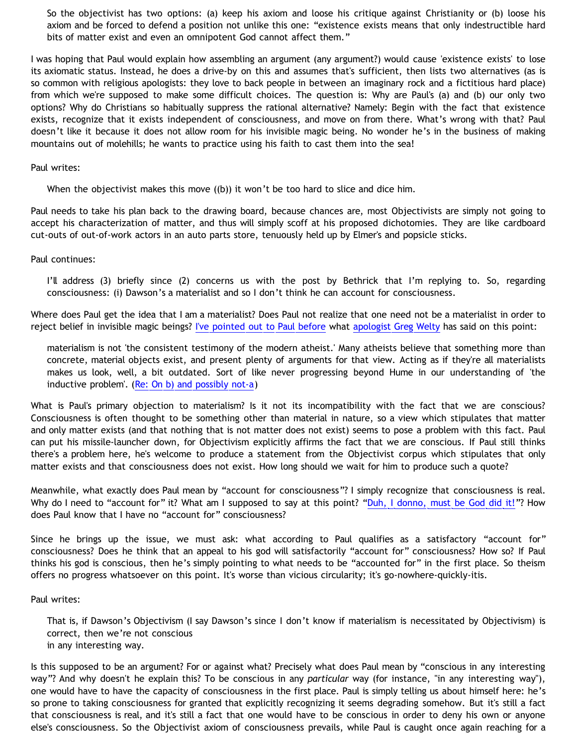> So the objectivist has two options: (a) keep his axiom and loose his critique against Christianity or (b) loose his axiom and be forced to defend a position not unlike this one: "existence exists means that only indestructible hard bits of matter exist and even an omnipotent God cannot affect them."

I was hoping that Paul would explain how assembling an argument (any argument?) would cause 'existence exists' to lose its axiomatic status. Instead, he does a drive-by on this and assumes that's sufficient, then lists two alternatives (as is so common with religious apologists: they love to back people in between an imaginary rock and a fictitious hard place) from which we're supposed to make some difficult choices. The question is: Why are Paul's (a) and (b) our only two options? Why do Christians so habitually suppress the rational alternative? Namely: Begin with the fact that existence exists, recognize that it exists independent of consciousness, and move on from there. What's wrong with that? Paul doesn't like it because it does not allow room for his invisible magic being. No wonder he's in the business of making mountains out of molehills; he wants to practice using his faith to cast them into the sea!

Paul writes:

> When the objectivist makes this move ((b)) it won't be too hard to slice and dice him.

Paul needs to take his plan back to the drawing board, because chances are, most Objectivists are simply not going to accept his characterization of matter, and thus will simply scoff at his proposed dichotomies. They are like cardboard cut-outs of out-of-work actors in an auto parts store, tenuously held up by Elmer's and popsicle sticks.

Paul continues:

> I'll address (3) briefly since (2) concerns us with the post by Bethrick that I'm replying to. So, regarding consciousness: (i) Dawson's a materialist and so I don't think he can account for consciousness.

Where does Paul get the idea that I am a materialist? Does Paul not realize that one need not be a materialist in order to reject belief in invisible magic beings? [I've pointed out to Paul before]() what [apologist Greg Welty]() has said on this point:

> materialism is not 'the consistent testimony of the modern atheist.' Many atheists believe that something more than concrete, material objects exist, and present plenty of arguments for that view. Acting as if they're all materialists makes us look, well, a bit outdated. Sort of like never progressing beyond Hume in our understanding of 'the inductive problem'. ([Re: On b) and possibly not-a]())

What is Paul's primary objection to materialism? Is it not its incompatibility with the fact that we are conscious? Consciousness is often thought to be something other than material in nature, so a view which stipulates that matter and only matter exists (and that nothing that is not matter does not exist) seems to pose a problem with this fact. Paul can put his missile-launcher down, for Objectivism explicitly affirms the fact that we are conscious. If Paul still thinks there's a problem here, he's welcome to produce a statement from the Objectivist corpus which stipulates that only matter exists and that consciousness does not exist. How long should we wait for him to produce such a quote?

Meanwhile, what exactly does Paul mean by "account for consciousness"? I simply recognize that consciousness is real. Why do I need to "account for" it? What am I supposed to say at this point? "[Duh, I donno, must be God did it!]()"? How does Paul know that I have no "account for" consciousness?

Since he brings up the issue, we must ask: what according to Paul qualifies as a satisfactory "account for" consciousness? Does he think that an appeal to his god will satisfactorily "account for" consciousness? How so? If Paul thinks his god is conscious, then he's simply pointing to what needs to be "accounted for" in the first place. So theism offers no progress whatsoever on this point. It's worse than vicious circularity; it's go-nowhere-quickly-itis.

Paul writes:

> That is, if Dawson's Objectivism (I say Dawson's since I don't know if materialism is necessitated by Objectivism) is correct, then we're not conscious
> in any interesting way.

Is this supposed to be an argument? For or against what? Precisely what does Paul mean by "conscious in any interesting way"? And why doesn't he explain this? To be conscious in any *particular* way (for instance, "in any interesting way"), one would have to have the capacity of consciousness in the first place. Paul is simply telling us about himself here: he's so prone to taking consciousness for granted that explicitly recognizing it seems degrading somehow. But it's still a fact that consciousness is real, and it's still a fact that one would have to be conscious in order to deny his own or anyone else's consciousness. So the Objectivist axiom of consciousness prevails, while Paul is caught once again reaching for a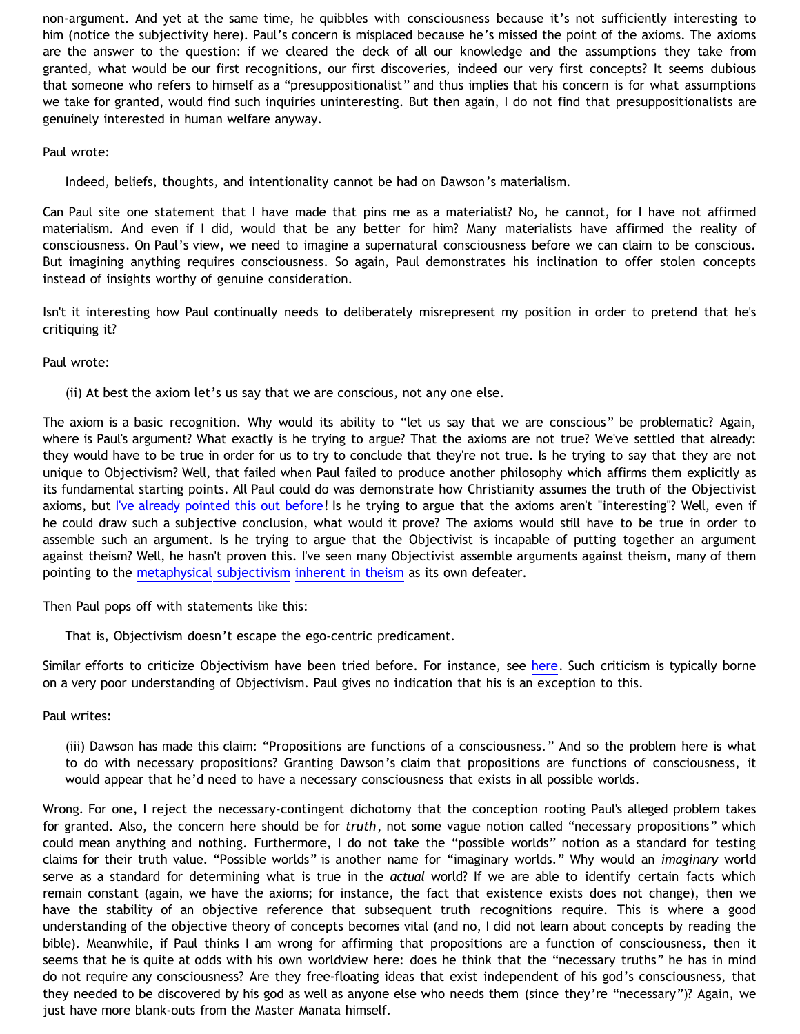non-argument. And yet at the same time, he quibbles with consciousness because it's not sufficiently interesting to him (notice the subjectivity here). Paul's concern is misplaced because he's missed the point of the axioms. The axioms are the answer to the question: if we cleared the deck of all our knowledge and the assumptions they take from granted, what would be our first recognitions, our first discoveries, indeed our very first concepts? It seems dubious that someone who refers to himself as a "presuppositionalist" and thus implies that his concern is for what assumptions we take for granted, would find such inquiries uninteresting. But then again, I do not find that presuppositionalists are genuinely interested in human welfare anyway.

Paul wrote:

> Indeed, beliefs, thoughts, and intentionality cannot be had on Dawson's materialism.

Can Paul site one statement that I have made that pins me as a materialist? No, he cannot, for I have not affirmed materialism. And even if I did, would that be any better for him? Many materialists have affirmed the reality of consciousness. On Paul's view, we need to imagine a supernatural consciousness before we can claim to be conscious. But imagining anything requires consciousness. So again, Paul demonstrates his inclination to offer stolen concepts instead of insights worthy of genuine consideration.

Isn't it interesting how Paul continually needs to deliberately misrepresent my position in order to pretend that he's critiquing it?

Paul wrote:

> (ii) At best the axiom let's us say that we are conscious, not any one else.

The axiom is a basic recognition. Why would its ability to "let us say that we are conscious" be problematic? Again, where is Paul's argument? What exactly is he trying to argue? That the axioms are not true? We've settled that already: they would have to be true in order for us to try to conclude that they're not true. Is he trying to say that they are not unique to Objectivism? Well, that failed when Paul failed to produce another philosophy which affirms them explicitly as its fundamental starting points. All Paul could do was demonstrate how Christianity assumes the truth of the Objectivist axioms, but I've already pointed this out before! Is he trying to argue that the axioms aren't "interesting"? Well, even if he could draw such a subjective conclusion, what would it prove? The axioms would still have to be true in order to assemble such an argument. Is he trying to argue that the Objectivist is incapable of putting together an argument against theism? Well, he hasn't proven this. I've seen many Objectivist assemble arguments against theism, many of them pointing to the metaphysical subjectivism inherent in theism as its own defeater.

Then Paul pops off with statements like this:

> That is, Objectivism doesn't escape the ego-centric predicament.

Similar efforts to criticize Objectivism have been tried before. For instance, see here. Such criticism is typically borne on a very poor understanding of Objectivism. Paul gives no indication that his is an exception to this.

Paul writes:

> (iii) Dawson has made this claim: "Propositions are functions of a consciousness." And so the problem here is what to do with necessary propositions? Granting Dawson's claim that propositions are functions of consciousness, it would appear that he'd need to have a necessary consciousness that exists in all possible worlds.

Wrong. For one, I reject the necessary-contingent dichotomy that the conception rooting Paul's alleged problem takes for granted. Also, the concern here should be for *truth*, not some vague notion called "necessary propositions" which could mean anything and nothing. Furthermore, I do not take the "possible worlds" notion as a standard for testing claims for their truth value. "Possible worlds" is another name for "imaginary worlds." Why would an *imaginary* world serve as a standard for determining what is true in the *actual* world? If we are able to identify certain facts which remain constant (again, we have the axioms; for instance, the fact that existence exists does not change), then we have the stability of an objective reference that subsequent truth recognitions require. This is where a good understanding of the objective theory of concepts becomes vital (and no, I did not learn about concepts by reading the bible). Meanwhile, if Paul thinks I am wrong for affirming that propositions are a function of consciousness, then it seems that he is quite at odds with his own worldview here: does he think that the "necessary truths" he has in mind do not require any consciousness? Are they free-floating ideas that exist independent of his god's consciousness, that they needed to be discovered by his god as well as anyone else who needs them (since they're "necessary")? Again, we just have more blank-outs from the Master Manata himself.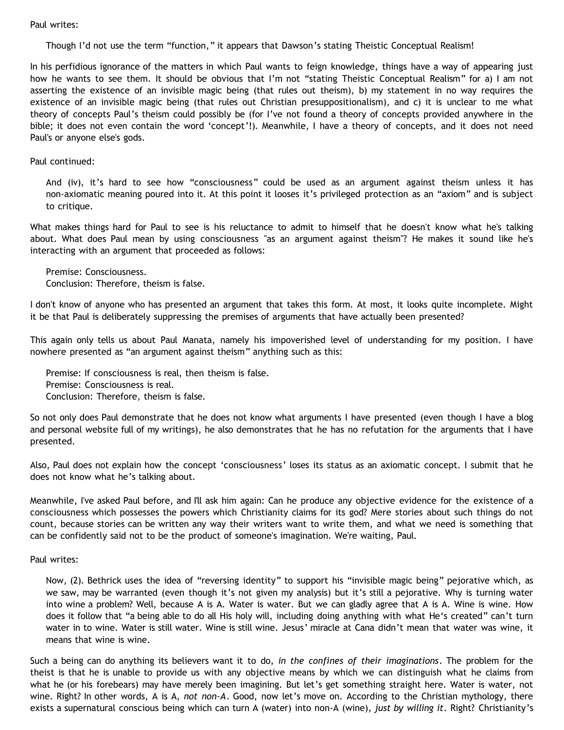Paul writes:

> Though I'd not use the term "function," it appears that Dawson's stating Theistic Conceptual Realism!

In his perfidious ignorance of the matters in which Paul wants to feign knowledge, things have a way of appearing just how he wants to see them. It should be obvious that I'm not "stating Theistic Conceptual Realism" for a) I am not asserting the existence of an invisible magic being (that rules out theism), b) my statement in no way requires the existence of an invisible magic being (that rules out Christian presuppositionalism), and c) it is unclear to me what theory of concepts Paul's theism could possibly be (for I've not found a theory of concepts provided anywhere in the bible; it does not even contain the word 'concept'!). Meanwhile, I have a theory of concepts, and it does not need Paul's or anyone else's gods.

Paul continued:

> And (iv), it's hard to see how "consciousness" could be used as an argument against theism unless it has non-axiomatic meaning poured into it. At this point it looses it's privileged protection as an "axiom" and is subject to critique.

What makes things hard for Paul to see is his reluctance to admit to himself that he doesn't know what he's talking about. What does Paul mean by using consciousness "as an argument against theism"? He makes it sound like he's interacting with an argument that proceeded as follows:

> Premise: Consciousness.
> Conclusion: Therefore, theism is false.

I don't know of anyone who has presented an argument that takes this form. At most, it looks quite incomplete. Might it be that Paul is deliberately suppressing the premises of arguments that have actually been presented?

This again only tells us about Paul Manata, namely his impoverished level of understanding for my position. I have nowhere presented as "an argument against theism" anything such as this:

> Premise: If consciousness is real, then theism is false.
> Premise: Consciousness is real.
> Conclusion: Therefore, theism is false.

So not only does Paul demonstrate that he does not know what arguments I have presented (even though I have a blog and personal website full of my writings), he also demonstrates that he has no refutation for the arguments that I have presented.

Also, Paul does not explain how the concept 'consciousness' loses its status as an axiomatic concept. I submit that he does not know what he's talking about.

Meanwhile, I've asked Paul before, and I'll ask him again: Can he produce any objective evidence for the existence of a consciousness which possesses the powers which Christianity claims for its god? Mere stories about such things do not count, because stories can be written any way their writers want to write them, and what we need is something that can be confidently said not to be the product of someone's imagination. We're waiting, Paul.

Paul writes:

> Now, (2). Bethrick uses the idea of "reversing identity" to support his "invisible magic being" pejorative which, as we saw, may be warranted (even though it's not given my analysis) but it's still a pejorative. Why is turning water into wine a problem? Well, because A is A. Water is water. But we can gladly agree that A is A. Wine is wine. How does it follow that "a being able to do all His holy will, including doing anything with what He's created" can't turn water in to wine. Water is still water. Wine is still wine. Jesus' miracle at Cana didn't mean that water was wine, it means that wine is wine.

Such a being can do anything its believers want it to do, *in the confines of their imaginations*. The problem for the theist is that he is unable to provide us with any objective means by which we can distinguish what he claims from what he (or his forebears) may have merely been imagining. But let's get something straight here. Water is water, not wine. Right? In other words, A is A, *not non-A*. Good, now let's move on. According to the Christian mythology, there exists a supernatural conscious being which can turn A (water) into non-A (wine), *just by willing it*. Right? Christianity's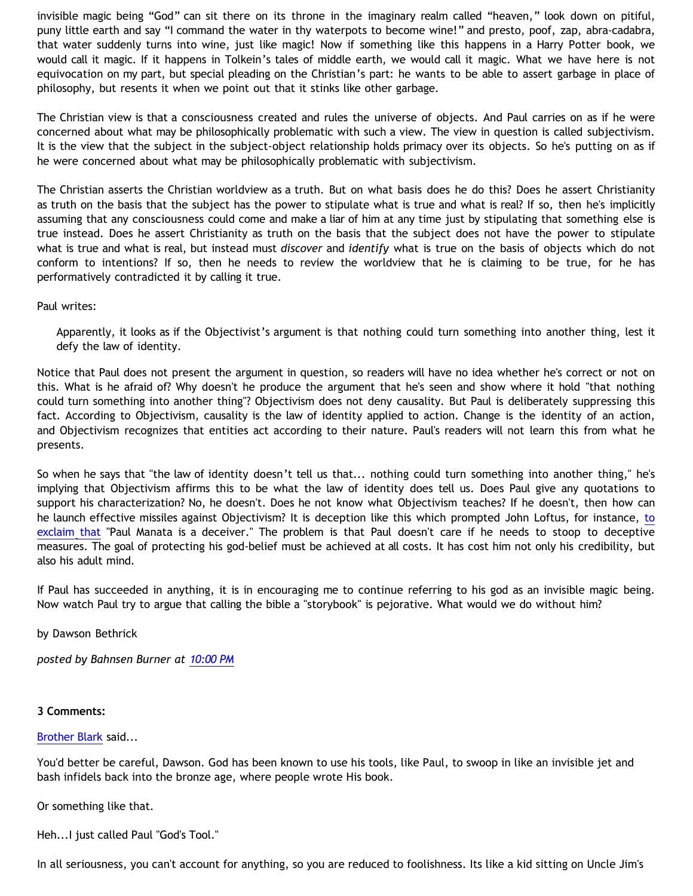invisible magic being "God" can sit there on its throne in the imaginary realm called "heaven," look down on pitiful, puny little earth and say "I command the water in thy waterpots to become wine!" and presto, poof, zap, abra-cadabra, that water suddenly turns into wine, just like magic! Now if something like this happens in a Harry Potter book, we would call it magic. If it happens in Tolkein's tales of middle earth, we would call it magic. What we have here is not equivocation on my part, but special pleading on the Christian's part: he wants to be able to assert garbage in place of philosophy, but resents it when we point out that it stinks like other garbage.

The Christian view is that a consciousness created and rules the universe of objects. And Paul carries on as if he were concerned about what may be philosophically problematic with such a view. The view in question is called subjectivism. It is the view that the subject in the subject-object relationship holds primacy over its objects. So he's putting on as if he were concerned about what may be philosophically problematic with subjectivism.

The Christian asserts the Christian worldview as a truth. But on what basis does he do this? Does he assert Christianity as truth on the basis that the subject has the power to stipulate what is true and what is real? If so, then he's implicitly assuming that any consciousness could come and make a liar of him at any time just by stipulating that something else is true instead. Does he assert Christianity as truth on the basis that the subject does not have the power to stipulate what is true and what is real, but instead must *discover* and *identify* what is true on the basis of objects which do not conform to intentions? If so, then he needs to review the worldview that he is claiming to be true, for he has performatively contradicted it by calling it true.

Paul writes:

> Apparently, it looks as if the Objectivist's argument is that nothing could turn something into another thing, lest it defy the law of identity.

Notice that Paul does not present the argument in question, so readers will have no idea whether he's correct or not on this. What is he afraid of? Why doesn't he produce the argument that he's seen and show where it hold "that nothing could turn something into another thing"? Objectivism does not deny causality. But Paul is deliberately suppressing this fact. According to Objectivism, causality is the law of identity applied to action. Change is the identity of an action, and Objectivism recognizes that entities act according to their nature. Paul's readers will not learn this from what he presents.

So when he says that "the law of identity doesn't tell us that... nothing could turn something into another thing," he's implying that Objectivism affirms this to be what the law of identity does tell us. Does Paul give any quotations to support his characterization? No, he doesn't. Does he not know what Objectivism teaches? If he doesn't, then how can he launch effective missiles against Objectivism? It is deception like this which prompted John Loftus, for instance, to exclaim that "Paul Manata is a deceiver." The problem is that Paul doesn't care if he needs to stoop to deceptive measures. The goal of protecting his god-belief must be achieved at all costs. It has cost him not only his credibility, but also his adult mind.

If Paul has succeeded in anything, it is in encouraging me to continue referring to his god as an invisible magic being. Now watch Paul try to argue that calling the bible a "storybook" is pejorative. What would we do without him?

by Dawson Bethrick

*posted by Bahnsen Burner at 10:00 PM*

**3 Comments:**

Brother Blark said...

You'd better be careful, Dawson. God has been known to use his tools, like Paul, to swoop in like an invisible jet and bash infidels back into the bronze age, where people wrote His book.

Or something like that.

Heh...I just called Paul "God's Tool."

In all seriousness, you can't account for anything, so you are reduced to foolishness. Its like a kid sitting on Uncle Jim's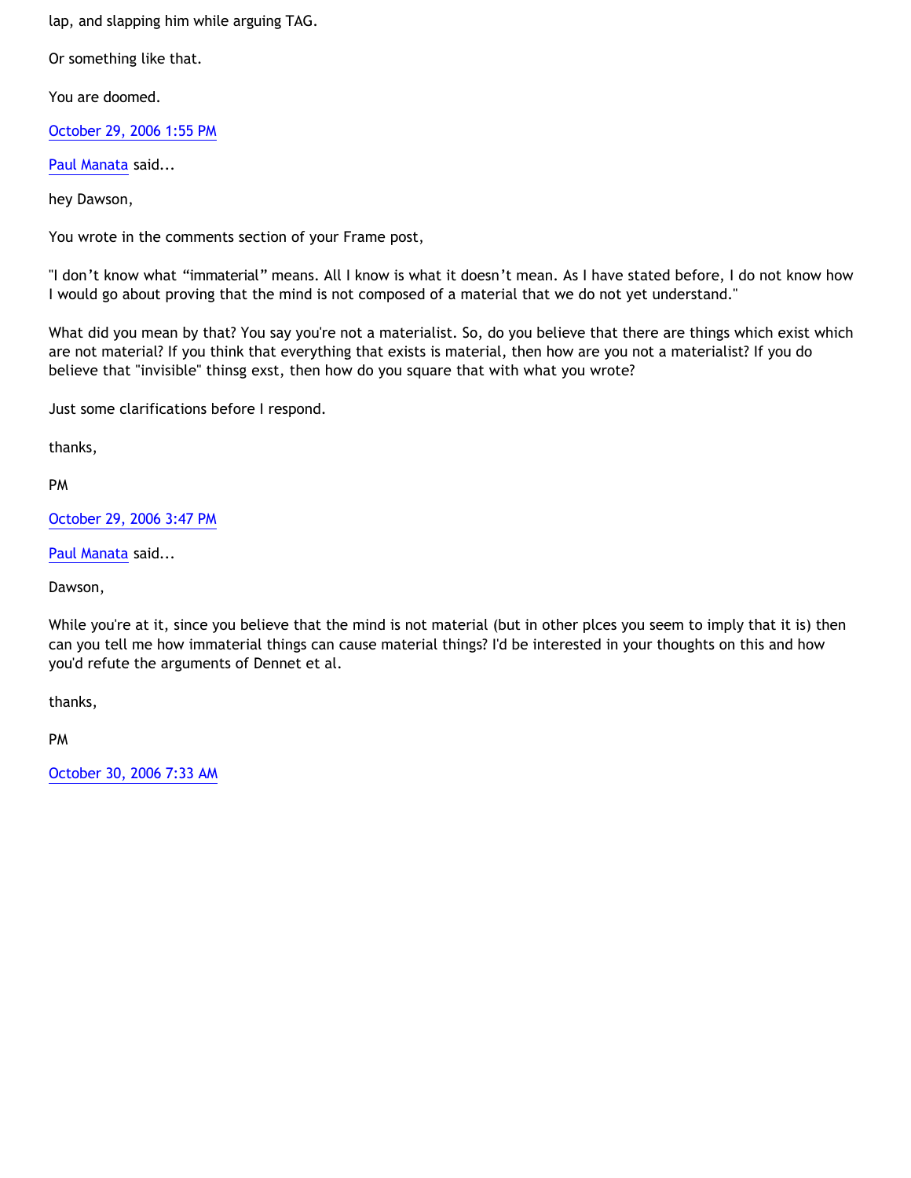lap, and slapping him while arguing TAG.

Or something like that.

You are doomed.

October 29, 2006 1:55 PM

Paul Manata said...

hey Dawson,

You wrote in the comments section of your Frame post,

"I don't know what "immaterial" means. All I know is what it doesn't mean. As I have stated before, I do not know how I would go about proving that the mind is not composed of a material that we do not yet understand."

What did you mean by that? You say you're not a materialist. So, do you believe that there are things which exist which are not material? If you think that everything that exists is material, then how are you not a materialist? If you do believe that "invisible" thinsg exst, then how do you square that with what you wrote?

Just some clarifications before I respond.

thanks,

PM

October 29, 2006 3:47 PM

Paul Manata said...

Dawson,

While you're at it, since you believe that the mind is not material (but in other plces you seem to imply that it is) then can you tell me how immaterial things can cause material things? I'd be interested in your thoughts on this and how you'd refute the arguments of Dennet et al.

thanks,

PM

October 30, 2006 7:33 AM